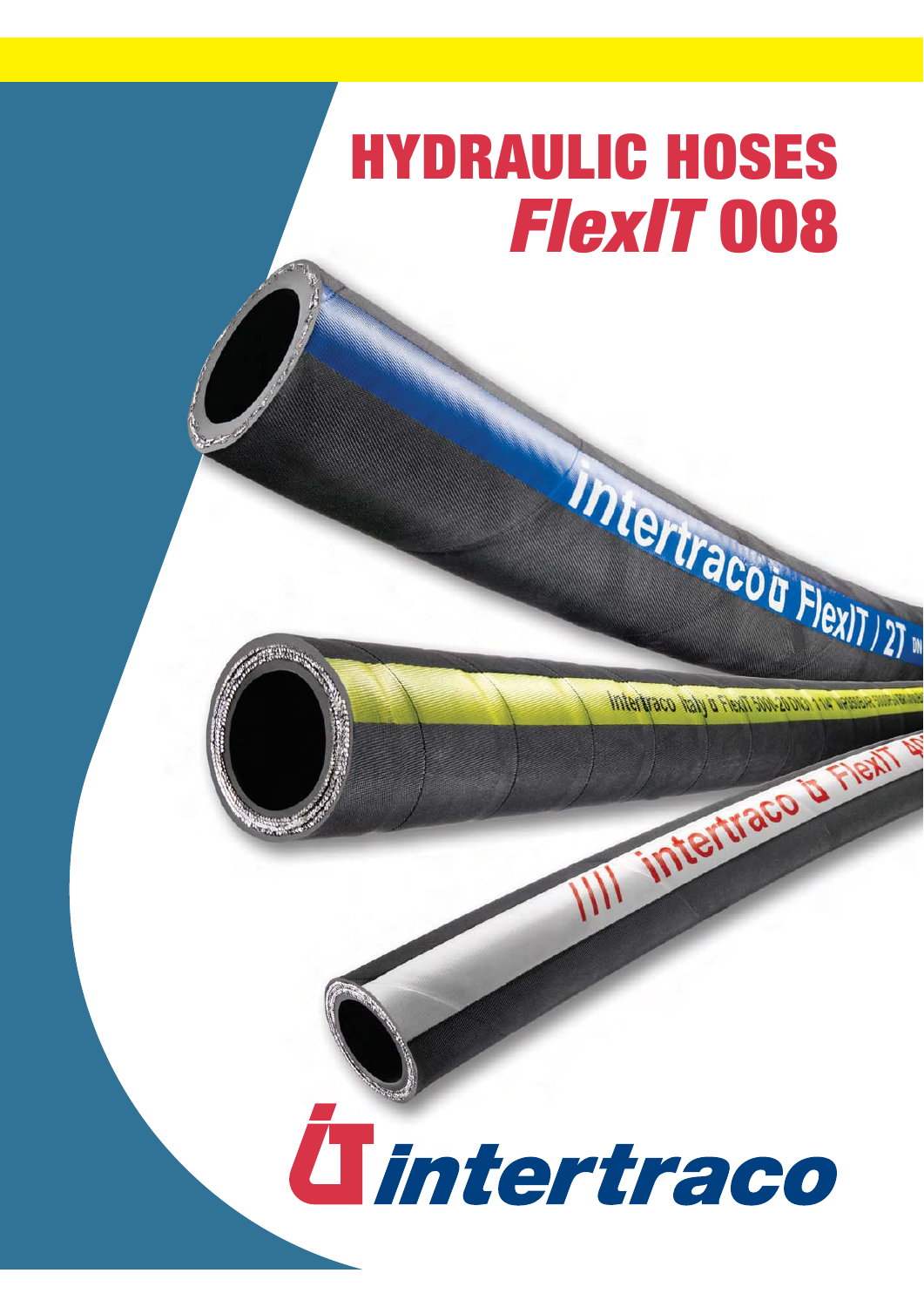# HYDRAULIC HOSES
# *FlexIT* 008

intertraco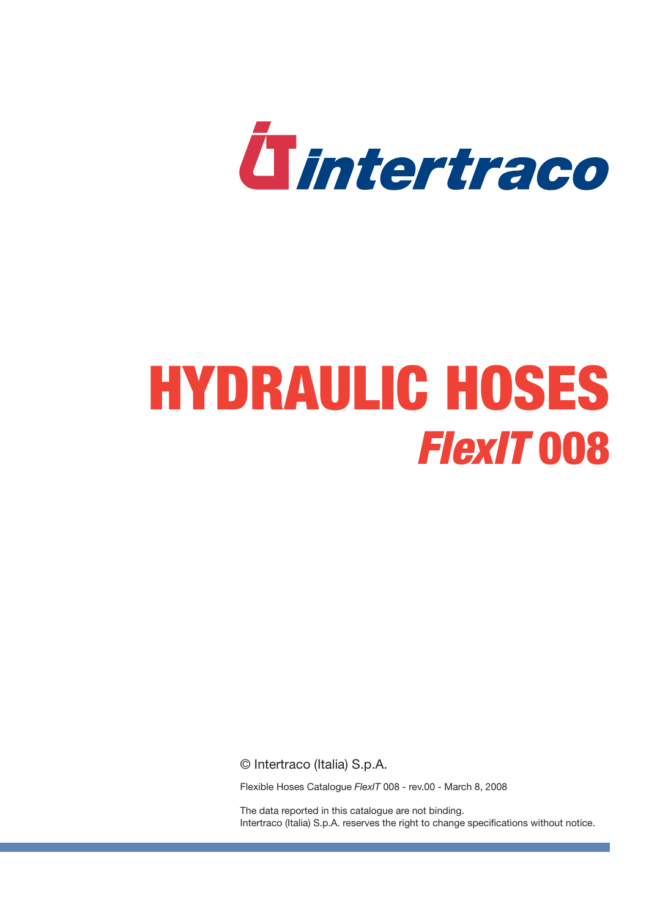intertraco

# HYDRAULIC HOSES

## *FlexIT* 008

© Intertraco (Italia) S.p.A.

Flexible Hoses Catalogue *FlexIT* 008 - rev.00 - March 8, 2008

The data reported in this catalogue are not binding.
Intertraco (Italia) S.p.A. reserves the right to change specifications without notice.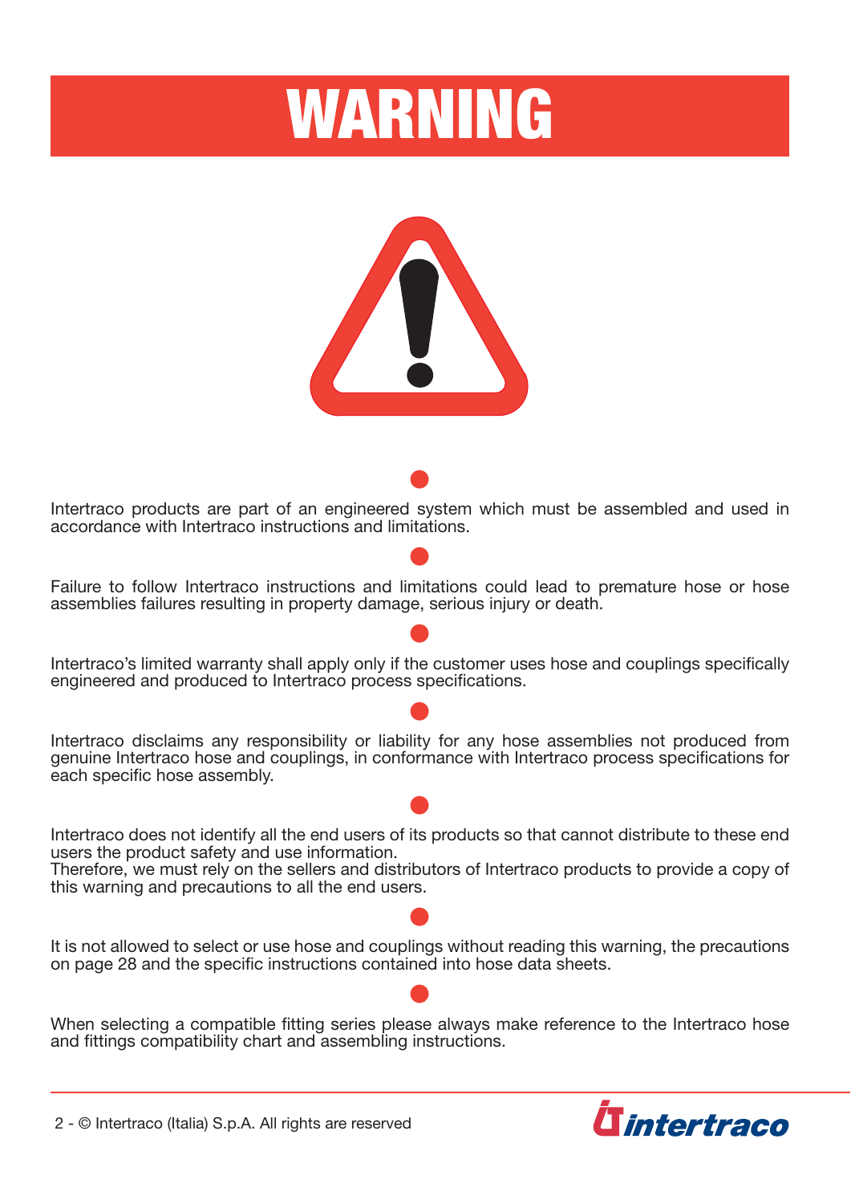# WARNING

Intertraco products are part of an engineered system which must be assembled and used in accordance with Intertraco instructions and limitations.

Failure to follow Intertraco instructions and limitations could lead to premature hose or hose assemblies failures resulting in property damage, serious injury or death.

Intertraco's limited warranty shall apply only if the customer uses hose and couplings specifically engineered and produced to Intertraco process specifications.

Intertraco disclaims any responsibility or liability for any hose assemblies not produced from genuine Intertraco hose and couplings, in conformance with Intertraco process specifications for each specific hose assembly.

Intertraco does not identify all the end users of its products so that cannot distribute to these end users the product safety and use information.
Therefore, we must rely on the sellers and distributors of Intertraco products to provide a copy of this warning and precautions to all the end users.

It is not allowed to select or use hose and couplings without reading this warning, the precautions on page 28 and the specific instructions contained into hose data sheets.

When selecting a compatible fitting series please always make reference to the Intertraco hose and fittings compatibility chart and assembling instructions.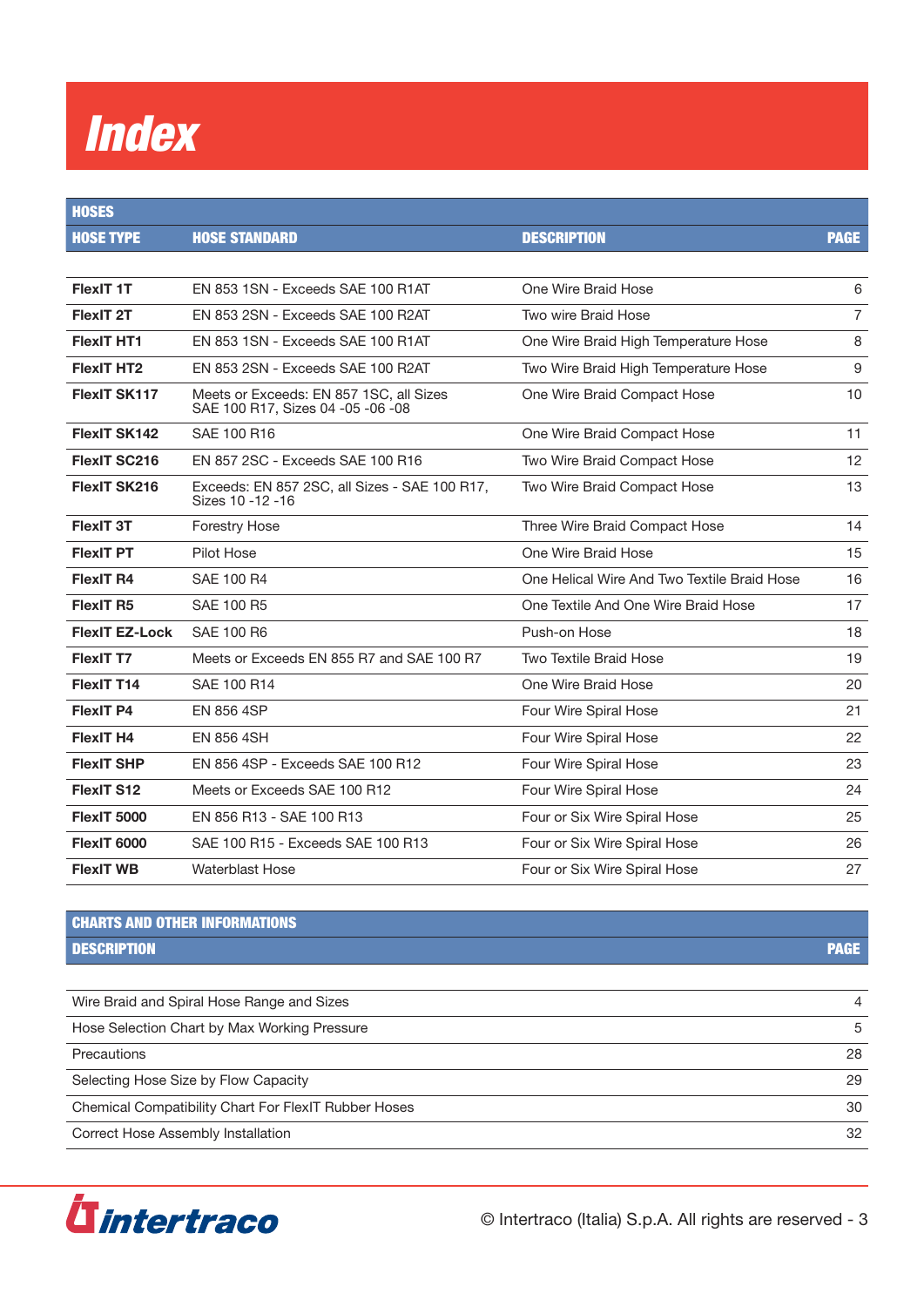# Index

| HOSES | | | |
|---|---|---|---|
| **HOSE TYPE** | **HOSE STANDARD** | **DESCRIPTION** | **PAGE** |
| **FlexIT 1T** | EN 853 1SN - Exceeds SAE 100 R1AT | One Wire Braid Hose | 6 |
| **FlexIT 2T** | EN 853 2SN - Exceeds SAE 100 R2AT | Two wire Braid Hose | 7 |
| **FlexIT HT1** | EN 853 1SN - Exceeds SAE 100 R1AT | One Wire Braid High Temperature Hose | 8 |
| **FlexIT HT2** | EN 853 2SN - Exceeds SAE 100 R2AT | Two Wire Braid High Temperature Hose | 9 |
| **FlexIT SK117** | Meets or Exceeds: EN 857 1SC, all Sizes SAE 100 R17, Sizes 04 -05 -06 -08 | One Wire Braid Compact Hose | 10 |
| **FlexIT SK142** | SAE 100 R16 | One Wire Braid Compact Hose | 11 |
| **FlexIT SC216** | EN 857 2SC - Exceeds SAE 100 R16 | Two Wire Braid Compact Hose | 12 |
| **FlexIT SK216** | Exceeds: EN 857 2SC, all Sizes - SAE 100 R17, Sizes 10 -12 -16 | Two Wire Braid Compact Hose | 13 |
| **FlexIT 3T** | Forestry Hose | Three Wire Braid Compact Hose | 14 |
| **FlexIT PT** | Pilot Hose | One Wire Braid Hose | 15 |
| **FlexIT R4** | SAE 100 R4 | One Helical Wire And Two Textile Braid Hose | 16 |
| **FlexIT R5** | SAE 100 R5 | One Textile And One Wire Braid Hose | 17 |
| **FlexIT EZ-Lock** | SAE 100 R6 | Push-on Hose | 18 |
| **FlexIT T7** | Meets or Exceeds EN 855 R7 and SAE 100 R7 | Two Textile Braid Hose | 19 |
| **FlexIT T14** | SAE 100 R14 | One Wire Braid Hose | 20 |
| **FlexIT P4** | EN 856 4SP | Four Wire Spiral Hose | 21 |
| **FlexIT H4** | EN 856 4SH | Four Wire Spiral Hose | 22 |
| **FlexIT SHP** | EN 856 4SP - Exceeds SAE 100 R12 | Four Wire Spiral Hose | 23 |
| **FlexIT S12** | Meets or Exceeds SAE 100 R12 | Four Wire Spiral Hose | 24 |
| **FlexIT 5000** | EN 856 R13 - SAE 100 R13 | Four or Six Wire Spiral Hose | 25 |
| **FlexIT 6000** | SAE 100 R15 - Exceeds SAE 100 R13 | Four or Six Wire Spiral Hose | 26 |
| **FlexIT WB** | Waterblast Hose | Four or Six Wire Spiral Hose | 27 |

| CHARTS AND OTHER INFORMATIONS | |
|---|---|
| **DESCRIPTION** | **PAGE** |
| Wire Braid and Spiral Hose Range and Sizes | 4 |
| Hose Selection Chart by Max Working Pressure | 5 |
| Precautions | 28 |
| Selecting Hose Size by Flow Capacity | 29 |
| Chemical Compatibility Chart For FlexIT Rubber Hoses | 30 |
| Correct Hose Assembly Installation | 32 |

© Intertraco (Italia) S.p.A. All rights are reserved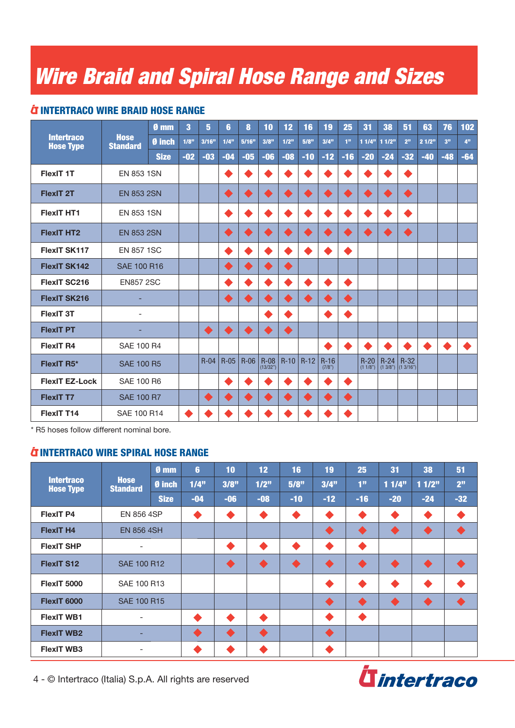# Wire Braid and Spiral Hose Range and Sizes

## INTERTRACO WIRE BRAID HOSE RANGE

| Intertraco Hose Type | Hose Standard | Ø mm | 3 | 5 | 6 | 8 | 10 | 12 | 16 | 19 | 25 | 31 | 38 | 51 | 63 | 76 | 102 |
|---|---|---|---|---|---|---|---|---|---|---|---|---|---|---|---|---|---|
| | | Ø inch | 1/8" | 3/16" | 1/4" | 5/16" | 3/8" | 1/2" | 5/8" | 3/4" | 1" | 1 1/4" | 1 1/2" | 2" | 2 1/2" | 3" | 4" |
| | | Size | -02 | -03 | -04 | -05 | -06 | -08 | -10 | -12 | -16 | -20 | -24 | -32 | -40 | -48 | -64 |
| FlexIT 1T | EN 853 1SN | | | | ◆ | ◆ | ◆ | ◆ | ◆ | ◆ | ◆ | ◆ | ◆ | ◆ | | | |
| FlexIT 2T | EN 853 2SN | | | | ◆ | ◆ | ◆ | ◆ | ◆ | ◆ | ◆ | ◆ | ◆ | ◆ | | | |
| FlexIT HT1 | EN 853 1SN | | | | ◆ | ◆ | ◆ | ◆ | ◆ | ◆ | ◆ | ◆ | ◆ | ◆ | | | |
| FlexIT HT2 | EN 853 2SN | | | | ◆ | ◆ | ◆ | ◆ | ◆ | ◆ | ◆ | ◆ | ◆ | ◆ | | | |
| FlexIT SK117 | EN 857 1SC | | | | ◆ | ◆ | ◆ | ◆ | ◆ | ◆ | ◆ | | | | | | |
| FlexIT SK142 | SAE 100 R16 | | | | ◆ | ◆ | ◆ | ◆ | | | | | | | | | |
| FlexIT SC216 | EN857 2SC | | | | ◆ | ◆ | ◆ | ◆ | ◆ | ◆ | ◆ | | | | | | |
| FlexIT SK216 | - | | | | ◆ | ◆ | ◆ | ◆ | ◆ | ◆ | ◆ | | | | | | |
| FlexIT 3T | - | | | | | | ◆ | ◆ | | ◆ | ◆ | | | | | | |
| FlexIT PT | - | | | ◆ | ◆ | ◆ | ◆ | ◆ | | | | | | | | | |
| FlexIT R4 | SAE 100 R4 | | | | | | | | | ◆ | ◆ | ◆ | ◆ | ◆ | ◆ | ◆ | ◆ |
| FlexIT R5* | SAE 100 R5 | | | R-04 | R-05 | R-06 | R-08 (13/32") | R-10 | R-12 | R-16 (7/8") | | R-20 (1 1/8") | R-24 (1 3/8") | R-32 (1 13/16") | | | |
| FlexIT EZ-Lock | SAE 100 R6 | | | | ◆ | ◆ | ◆ | ◆ | ◆ | ◆ | ◆ | | | | | | |
| FlexIT T7 | SAE 100 R7 | | | ◆ | ◆ | ◆ | ◆ | ◆ | ◆ | ◆ | ◆ | | | | | | |
| FlexIT T14 | SAE 100 R14 | | ◆ | ◆ | ◆ | ◆ | ◆ | ◆ | ◆ | ◆ | ◆ | | | | | | |

* R5 hoses follow different nominal bore.

## INTERTRACO WIRE SPIRAL HOSE RANGE

| Intertraco Hose Type | Hose Standard | Ø mm | 6 | 10 | 12 | 16 | 19 | 25 | 31 | 38 | 51 |
|---|---|---|---|---|---|---|---|---|---|---|---|
| | | Ø inch | 1/4" | 3/8" | 1/2" | 5/8" | 3/4" | 1" | 1 1/4" | 1 1/2" | 2" |
| | | Size | -04 | -06 | -08 | -10 | -12 | -16 | -20 | -24 | -32 |
| FlexIT P4 | EN 856 4SP | | ◆ | ◆ | ◆ | ◆ | ◆ | ◆ | ◆ | ◆ | ◆ |
| FlexIT H4 | EN 856 4SH | | | | | | ◆ | ◆ | ◆ | ◆ | ◆ |
| FlexIT SHP | - | | | ◆ | ◆ | ◆ | ◆ | ◆ | | | |
| FlexIT S12 | SAE 100 R12 | | | ◆ | ◆ | ◆ | ◆ | ◆ | ◆ | ◆ | ◆ |
| FlexIT 5000 | SAE 100 R13 | | | | | | ◆ | ◆ | ◆ | ◆ | ◆ |
| FlexIT 6000 | SAE 100 R15 | | | | | | ◆ | ◆ | ◆ | ◆ | ◆ |
| FlexIT WB1 | - | | ◆ | ◆ | ◆ | | ◆ | ◆ | | | |
| FlexIT WB2 | - | | ◆ | ◆ | ◆ | | ◆ | | | | |
| FlexIT WB3 | - | | ◆ | ◆ | ◆ | | ◆ | | | | |

© Intertraco (Italia) S.p.A. All rights are reserved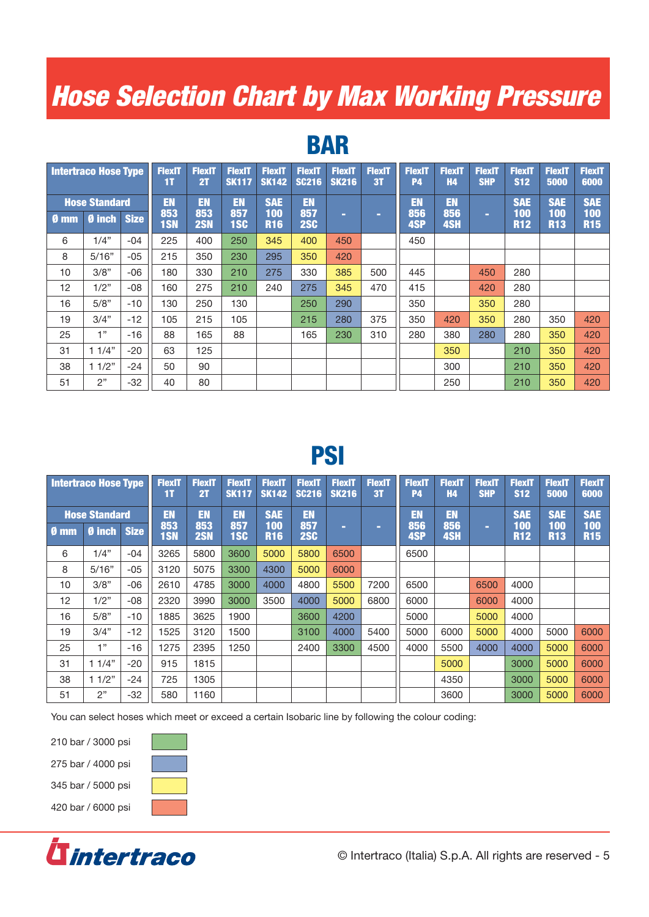# Hose Selection Chart by Max Working Pressure

## BAR

| Intertraco Hose Type | | | FlexIT 1T | FlexIT 2T | FlexIT SK117 | FlexIT SK142 | FlexIT SC216 | FlexIT SK216 | FlexIT 3T | FlexIT P4 | FlexIT H4 | FlexIT SHP | FlexIT S12 | FlexIT 5000 | FlexIT 6000 |
|---|---|---|---|---|---|---|---|---|---|---|---|---|---|---|---|
| Hose Standard | | | EN 853 1SN | EN 853 2SN | EN 857 1SC | SAE 100 R16 | EN 857 2SC | - | - | EN 856 4SP | EN 856 4SH | - | SAE 100 R12 | SAE 100 R13 | SAE 100 R15 |
| Ø mm | Ø inch | Size | | | | | | | | | | | | | |
| 6 | 1/4" | -04 | 225 | 400 | 250 | 345 | 400 | 450 | | 450 | | | | | |
| 8 | 5/16" | -05 | 215 | 350 | 230 | 295 | 350 | 420 | | | | | | | |
| 10 | 3/8" | -06 | 180 | 330 | 210 | 275 | 330 | 385 | 500 | 445 | | 450 | 280 | | |
| 12 | 1/2" | -08 | 160 | 275 | 210 | 240 | 275 | 345 | 470 | 415 | | 420 | 280 | | |
| 16 | 5/8" | -10 | 130 | 250 | 130 | | 250 | 290 | | 350 | | 350 | 280 | | |
| 19 | 3/4" | -12 | 105 | 215 | 105 | | 215 | 280 | 375 | 350 | 420 | 350 | 280 | 350 | 420 |
| 25 | 1" | -16 | 88 | 165 | 88 | | 165 | 230 | 310 | 280 | 380 | 280 | 280 | 350 | 420 |
| 31 | 1 1/4" | -20 | 63 | 125 | | | | | | | 350 | | 210 | 350 | 420 |
| 38 | 1 1/2" | -24 | 50 | 90 | | | | | | | 300 | | 210 | 350 | 420 |
| 51 | 2" | -32 | 40 | 80 | | | | | | | 250 | | 210 | 350 | 420 |

## PSI

| Intertraco Hose Type | | | FlexIT 1T | FlexIT 2T | FlexIT SK117 | FlexIT SK142 | FlexIT SC216 | FlexIT SK216 | FlexIT 3T | FlexIT P4 | FlexIT H4 | FlexIT SHP | FlexIT S12 | FlexIT 5000 | FlexIT 6000 |
|---|---|---|---|---|---|---|---|---|---|---|---|---|---|---|---|
| Hose Standard | | | EN 853 1SN | EN 853 2SN | EN 857 1SC | SAE 100 R16 | EN 857 2SC | - | - | EN 856 4SP | EN 856 4SH | - | SAE 100 R12 | SAE 100 R13 | SAE 100 R15 |
| Ø mm | Ø inch | Size | | | | | | | | | | | | | |
| 6 | 1/4" | -04 | 3265 | 5800 | 3600 | 5000 | 5800 | 6500 | | 6500 | | | | | |
| 8 | 5/16" | -05 | 3120 | 5075 | 3300 | 4300 | 5000 | 6000 | | | | | | | |
| 10 | 3/8" | -06 | 2610 | 4785 | 3000 | 4000 | 4800 | 5500 | 7200 | 6500 | | 6500 | 4000 | | |
| 12 | 1/2" | -08 | 2320 | 3990 | 3000 | 3500 | 4000 | 5000 | 6800 | 6000 | | 6000 | 4000 | | |
| 16 | 5/8" | -10 | 1885 | 3625 | 1900 | | 3600 | 4200 | | 5000 | | 5000 | 4000 | | |
| 19 | 3/4" | -12 | 1525 | 3120 | 1500 | | 3100 | 4000 | 5400 | 5000 | 6000 | 5000 | 4000 | 5000 | 6000 |
| 25 | 1" | -16 | 1275 | 2395 | 1250 | | 2400 | 3300 | 4500 | 4000 | 5500 | 4000 | 4000 | 5000 | 6000 |
| 31 | 1 1/4" | -20 | 915 | 1815 | | | | | | | 5000 | | 3000 | 5000 | 6000 |
| 38 | 1 1/2" | -24 | 725 | 1305 | | | | | | | 4350 | | 3000 | 5000 | 6000 |
| 51 | 2" | -32 | 580 | 1160 | | | | | | | 3600 | | 3000 | 5000 | 6000 |

You can select hoses which meet or exceed a certain Isobaric line by following the colour coding:

- 210 bar / 3000 psi (green)
- 275 bar / 4000 psi (blue)
- 345 bar / 5000 psi (yellow)
- 420 bar / 6000 psi (orange)

intertraco

© Intertraco (Italia) S.p.A. All rights are reserved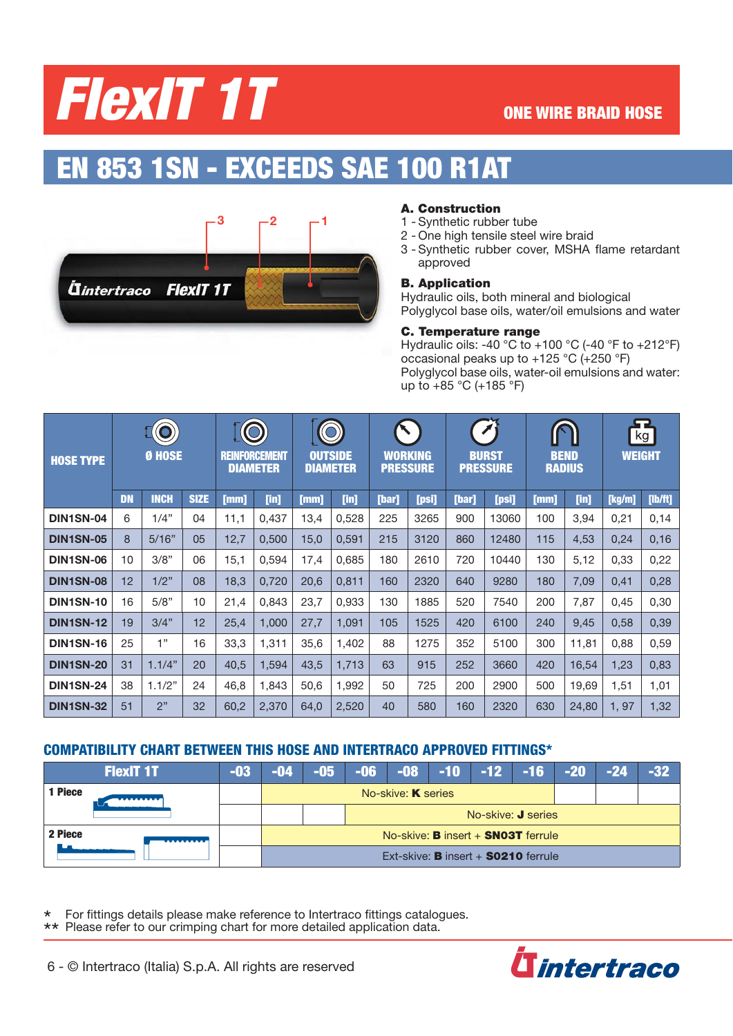# FlexIT 1T

**ONE WIRE BRAID HOSE**

## EN 853 1SN - EXCEEDS SAE 100 R1AT

**A. Construction**

1 - Synthetic rubber tube
2 - One high tensile steel wire braid
3 - Synthetic rubber cover, MSHA flame retardant approved

**B. Application**

Hydraulic oils, both mineral and biological
Polyglycol base oils, water/oil emulsions and water

**C. Temperature range**

Hydraulic oils: -40 °C to +100 °C (-40 °F to +212°F)
occasional peaks up to +125 °C (+250 °F)
Polyglycol base oils, water-oil emulsions and water:
up to +85 °C (+185 °F)

| HOSE TYPE | Ø HOSE | | | REINFORCEMENT DIAMETER | | OUTSIDE DIAMETER | | WORKING PRESSURE | | BURST PRESSURE | | BEND RADIUS | | WEIGHT | |
|---|---|---|---|---|---|---|---|---|---|---|---|---|---|---|---|
| | DN | INCH | SIZE | [mm] | [in] | [mm] | [in] | [bar] | [psi] | [bar] | [psi] | [mm] | [in] | [kg/m] | [lb/ft] |
| DIN1SN-04 | 6 | 1/4" | 04 | 11,1 | 0,437 | 13,4 | 0,528 | 225 | 3265 | 900 | 13060 | 100 | 3,94 | 0,21 | 0,14 |
| DIN1SN-05 | 8 | 5/16" | 05 | 12,7 | 0,500 | 15,0 | 0,591 | 215 | 3120 | 860 | 12480 | 115 | 4,53 | 0,24 | 0,16 |
| DIN1SN-06 | 10 | 3/8" | 06 | 15,1 | 0,594 | 17,4 | 0,685 | 180 | 2610 | 720 | 10440 | 130 | 5,12 | 0,33 | 0,22 |
| DIN1SN-08 | 12 | 1/2" | 08 | 18,3 | 0,720 | 20,6 | 0,811 | 160 | 2320 | 640 | 9280 | 180 | 7,09 | 0,41 | 0,28 |
| DIN1SN-10 | 16 | 5/8" | 10 | 21,4 | 0,843 | 23,7 | 0,933 | 130 | 1885 | 520 | 7540 | 200 | 7,87 | 0,45 | 0,30 |
| DIN1SN-12 | 19 | 3/4" | 12 | 25,4 | 1,000 | 27,7 | 1,091 | 105 | 1525 | 420 | 6100 | 240 | 9,45 | 0,58 | 0,39 |
| DIN1SN-16 | 25 | 1" | 16 | 33,3 | 1,311 | 35,6 | 1,402 | 88 | 1275 | 352 | 5100 | 300 | 11,81 | 0,88 | 0,59 |
| DIN1SN-20 | 31 | 1.1/4" | 20 | 40,5 | 1,594 | 43,5 | 1,713 | 63 | 915 | 252 | 3660 | 420 | 16,54 | 1,23 | 0,83 |
| DIN1SN-24 | 38 | 1.1/2" | 24 | 46,8 | 1,843 | 50,6 | 1,992 | 50 | 725 | 200 | 2900 | 500 | 19,69 | 1,51 | 1,01 |
| DIN1SN-32 | 51 | 2" | 32 | 60,2 | 2,370 | 64,0 | 2,520 | 40 | 580 | 160 | 2320 | 630 | 24,80 | 1, 97 | 1,32 |

### COMPATIBILITY CHART BETWEEN THIS HOSE AND INTERTRACO APPROVED FITTINGS*

| FlexIT 1T | -03 | -04 | -05 | -06 | -08 | -10 | -12 | -16 | -20 | -24 | -32 |
|---|---|---|---|---|---|---|---|---|---|---|---|
| 1 Piece | | No-skive: **K** series | | | | | | | | | |
| | | | | No-skive: **J** series | | | | | | | |
| 2 Piece | | No-skive: **B** insert + **SN03T** ferrule | | | | | | | | | |
| | | Ext-skive: **B** insert + **S0210** ferrule | | | | | | | | | |

\* For fittings details please make reference to Intertraco fittings catalogues.
\** Please refer to our crimping chart for more detailed application data.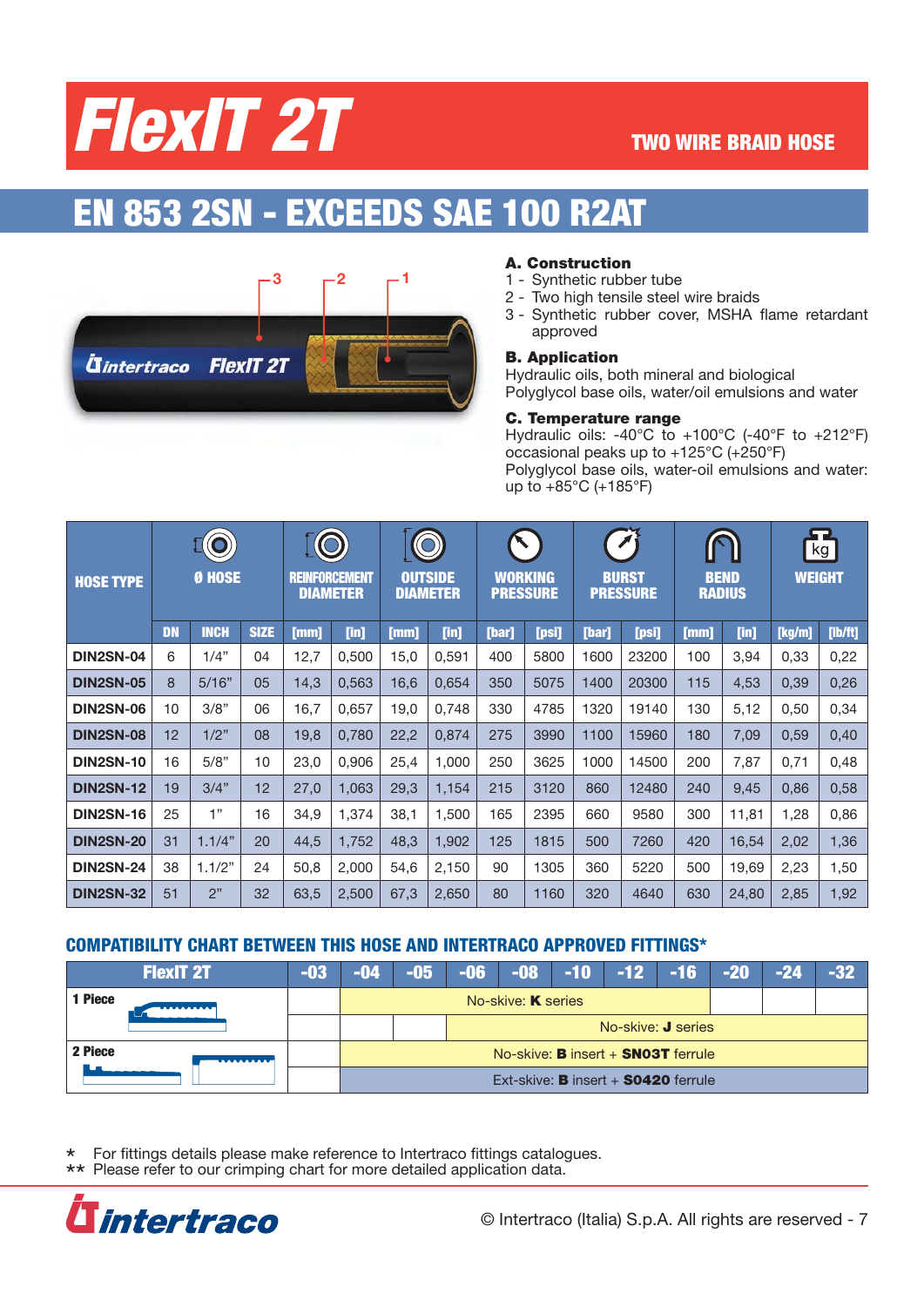# FlexIT 2T

**TWO WIRE BRAID HOSE**

## EN 853 2SN - EXCEEDS SAE 100 R2AT

**A. Construction**
1 - Synthetic rubber tube
2 - Two high tensile steel wire braids
3 - Synthetic rubber cover, MSHA flame retardant approved

**B. Application**
Hydraulic oils, both mineral and biological
Polyglycol base oils, water/oil emulsions and water

**C. Temperature range**
Hydraulic oils: -40°C to +100°C (-40°F to +212°F)
occasional peaks up to +125°C (+250°F)
Polyglycol base oils, water-oil emulsions and water: up to +85°C (+185°F)

| HOSE TYPE | Ø HOSE | | | REINFORCEMENT DIAMETER | | OUTSIDE DIAMETER | | WORKING PRESSURE | | BURST PRESSURE | | BEND RADIUS | | WEIGHT | |
|---|---|---|---|---|---|---|---|---|---|---|---|---|---|---|---|
| | DN | INCH | SIZE | [mm] | [in] | [mm] | [in] | [bar] | [psi] | [bar] | [psi] | [mm] | [in] | [kg/m] | [lb/ft] |
| DIN2SN-04 | 6 | 1/4" | 04 | 12,7 | 0,500 | 15,0 | 0,591 | 400 | 5800 | 1600 | 23200 | 100 | 3,94 | 0,33 | 0,22 |
| DIN2SN-05 | 8 | 5/16" | 05 | 14,3 | 0,563 | 16,6 | 0,654 | 350 | 5075 | 1400 | 20300 | 115 | 4,53 | 0,39 | 0,26 |
| DIN2SN-06 | 10 | 3/8" | 06 | 16,7 | 0,657 | 19,0 | 0,748 | 330 | 4785 | 1320 | 19140 | 130 | 5,12 | 0,50 | 0,34 |
| DIN2SN-08 | 12 | 1/2" | 08 | 19,8 | 0,780 | 22,2 | 0,874 | 275 | 3990 | 1100 | 15960 | 180 | 7,09 | 0,59 | 0,40 |
| DIN2SN-10 | 16 | 5/8" | 10 | 23,0 | 0,906 | 25,4 | 1,000 | 250 | 3625 | 1000 | 14500 | 200 | 7,87 | 0,71 | 0,48 |
| DIN2SN-12 | 19 | 3/4" | 12 | 27,0 | 1,063 | 29,3 | 1,154 | 215 | 3120 | 860 | 12480 | 240 | 9,45 | 0,86 | 0,58 |
| DIN2SN-16 | 25 | 1" | 16 | 34,9 | 1,374 | 38,1 | 1,500 | 165 | 2395 | 660 | 9580 | 300 | 11,81 | 1,28 | 0,86 |
| DIN2SN-20 | 31 | 1.1/4" | 20 | 44,5 | 1,752 | 48,3 | 1,902 | 125 | 1815 | 500 | 7260 | 420 | 16,54 | 2,02 | 1,36 |
| DIN2SN-24 | 38 | 1.1/2" | 24 | 50,8 | 2,000 | 54,6 | 2,150 | 90 | 1305 | 360 | 5220 | 500 | 19,69 | 2,23 | 1,50 |
| DIN2SN-32 | 51 | 2" | 32 | 63,5 | 2,500 | 67,3 | 2,650 | 80 | 1160 | 320 | 4640 | 630 | 24,80 | 2,85 | 1,92 |

### COMPATIBILITY CHART BETWEEN THIS HOSE AND INTERTRACO APPROVED FITTINGS*

| FlexIT 2T | -03 | -04 | -05 | -06 | -08 | -10 | -12 | -16 | -20 | -24 | -32 |
|---|---|---|---|---|---|---|---|---|---|---|---|
| 1 Piece | | No-skive: **K** series (-04 to -16) | | | | | | | | | |
| | | | | No-skive: **J** series (-06 to -32) | | | | | | | |
| 2 Piece | | No-skive: **B** insert + **SN03T** ferrule (-04 to -32) | | | | | | | | | |
| | | Ext-skive: **B** insert + **S0420** ferrule (-04 to -32) | | | | | | | | | |

\* For fittings details please make reference to Intertraco fittings catalogues.
\*\* Please refer to our crimping chart for more detailed application data.

© Intertraco (Italia) S.p.A. All rights are reserved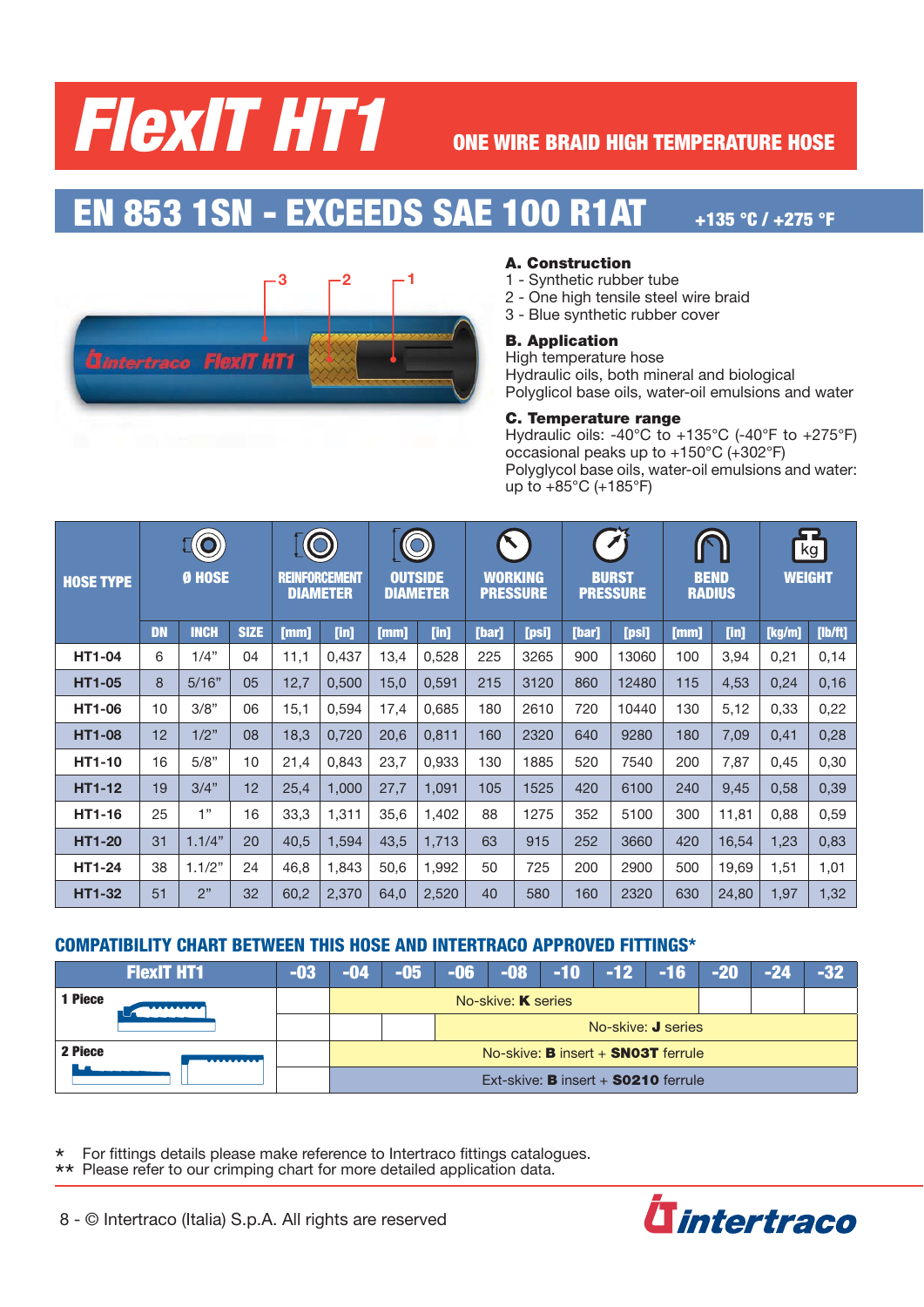# FlexIT HT1

## ONE WIRE BRAID HIGH TEMPERATURE HOSE

## EN 853 1SN - EXCEEDS SAE 100 R1AT

**+135 °C / +275 °F**

**A. Construction**
1 - Synthetic rubber tube
2 - One high tensile steel wire braid
3 - Blue synthetic rubber cover

**B. Application**
High temperature hose
Hydraulic oils, both mineral and biological
Polyglicol base oils, water-oil emulsions and water

**C. Temperature range**
Hydraulic oils: -40°C to +135°C (-40°F to +275°F)
occasional peaks up to +150°C (+302°F)
Polyglycol base oils, water-oil emulsions and water:
up to +85°C (+185°F)

| HOSE TYPE | Ø HOSE | | | REINFORCEMENT DIAMETER | | OUTSIDE DIAMETER | | WORKING PRESSURE | | BURST PRESSURE | | BEND RADIUS | | WEIGHT | |
|---|---|---|---|---|---|---|---|---|---|---|---|---|---|---|---|
| | DN | INCH | SIZE | [mm] | [in] | [mm] | [in] | [bar] | [psi] | [bar] | [psi] | [mm] | [in] | [kg/m] | [lb/ft] |
| HT1-04 | 6 | 1/4" | 04 | 11,1 | 0,437 | 13,4 | 0,528 | 225 | 3265 | 900 | 13060 | 100 | 3,94 | 0,21 | 0,14 |
| HT1-05 | 8 | 5/16" | 05 | 12,7 | 0,500 | 15,0 | 0,591 | 215 | 3120 | 860 | 12480 | 115 | 4,53 | 0,24 | 0,16 |
| HT1-06 | 10 | 3/8" | 06 | 15,1 | 0,594 | 17,4 | 0,685 | 180 | 2610 | 720 | 10440 | 130 | 5,12 | 0,33 | 0,22 |
| HT1-08 | 12 | 1/2" | 08 | 18,3 | 0,720 | 20,6 | 0,811 | 160 | 2320 | 640 | 9280 | 180 | 7,09 | 0,41 | 0,28 |
| HT1-10 | 16 | 5/8" | 10 | 21,4 | 0,843 | 23,7 | 0,933 | 130 | 1885 | 520 | 7540 | 200 | 7,87 | 0,45 | 0,30 |
| HT1-12 | 19 | 3/4" | 12 | 25,4 | 1,000 | 27,7 | 1,091 | 105 | 1525 | 420 | 6100 | 240 | 9,45 | 0,58 | 0,39 |
| HT1-16 | 25 | 1" | 16 | 33,3 | 1,311 | 35,6 | 1,402 | 88 | 1275 | 352 | 5100 | 300 | 11,81 | 0,88 | 0,59 |
| HT1-20 | 31 | 1.1/4" | 20 | 40,5 | 1,594 | 43,5 | 1,713 | 63 | 915 | 252 | 3660 | 420 | 16,54 | 1,23 | 0,83 |
| HT1-24 | 38 | 1.1/2" | 24 | 46,8 | 1,843 | 50,6 | 1,992 | 50 | 725 | 200 | 2900 | 500 | 19,69 | 1,51 | 1,01 |
| HT1-32 | 51 | 2" | 32 | 60,2 | 2,370 | 64,0 | 2,520 | 40 | 580 | 160 | 2320 | 630 | 24,80 | 1,97 | 1,32 |

### COMPATIBILITY CHART BETWEEN THIS HOSE AND INTERTRACO APPROVED FITTINGS*

| FlexIT HT1 | -03 | -04 | -05 | -06 | -08 | -10 | -12 | -16 | -20 | -24 | -32 |
|---|---|---|---|---|---|---|---|---|---|---|---|
| 1 Piece | | No-skive: **K** series (-04 to -16) | | | | | | | | | |
| | | | | No-skive: **J** series (-06 to -32) | | | | | | | |
| 2 Piece | | No-skive: **B** insert + **SN03T** ferrule (-04 to -32) | | | | | | | | | |
| | | Ext-skive: **B** insert + **S0210** ferrule (-04 to -32) | | | | | | | | | |

\* For fittings details please make reference to Intertraco fittings catalogues.
\*\* Please refer to our crimping chart for more detailed application data.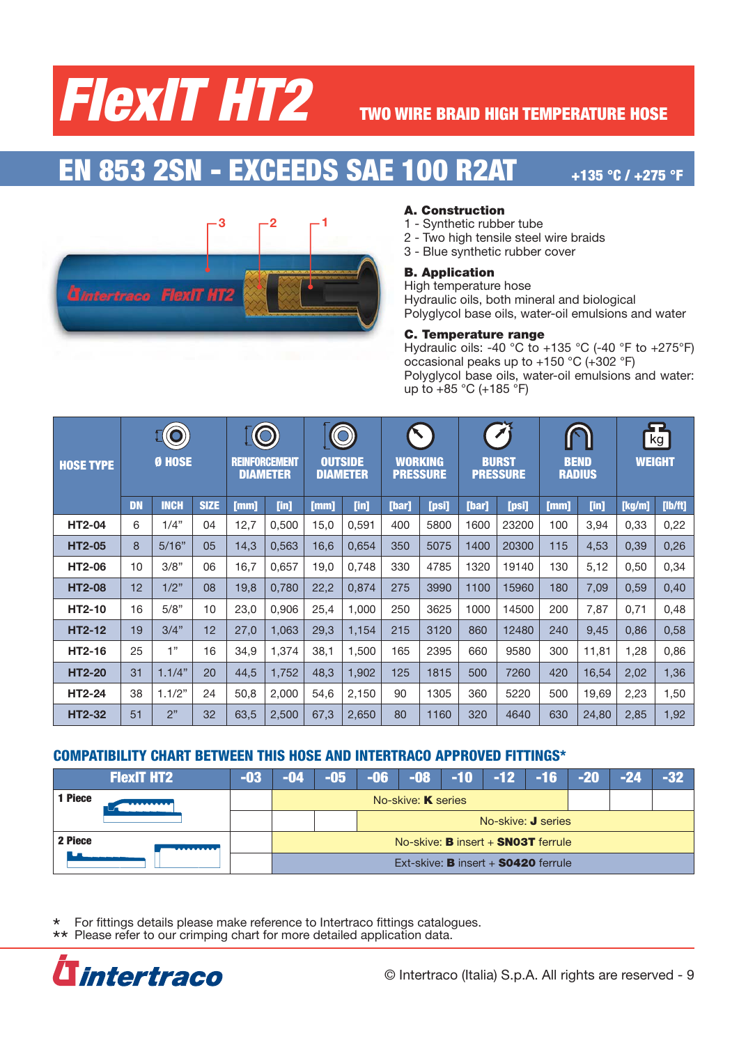# FlexIT HT2

**TWO WIRE BRAID HIGH TEMPERATURE HOSE**

## EN 853 2SN - EXCEEDS SAE 100 R2AT

**+135 °C / +275 °F**

### A. Construction

1 - Synthetic rubber tube
2 - Two high tensile steel wire braids
3 - Blue synthetic rubber cover

### B. Application

High temperature hose
Hydraulic oils, both mineral and biological
Polyglycol base oils, water-oil emulsions and water

### C. Temperature range

Hydraulic oils: -40 °C to +135 °C (-40 °F to +275°F)
occasional peaks up to +150 °C (+302 °F)
Polyglycol base oils, water-oil emulsions and water: up to +85 °C (+185 °F)

| HOSE TYPE | Ø HOSE | | | REINFORCEMENT DIAMETER | | OUTSIDE DIAMETER | | WORKING PRESSURE | | BURST PRESSURE | | BEND RADIUS | | WEIGHT | |
|---|---|---|---|---|---|---|---|---|---|---|---|---|---|---|---|
| | DN | INCH | SIZE | [mm] | [in] | [mm] | [in] | [bar] | [psi] | [bar] | [psi] | [mm] | [in] | [kg/m] | [lb/ft] |
| HT2-04 | 6 | 1/4" | 04 | 12,7 | 0,500 | 15,0 | 0,591 | 400 | 5800 | 1600 | 23200 | 100 | 3,94 | 0,33 | 0,22 |
| HT2-05 | 8 | 5/16" | 05 | 14,3 | 0,563 | 16,6 | 0,654 | 350 | 5075 | 1400 | 20300 | 115 | 4,53 | 0,39 | 0,26 |
| HT2-06 | 10 | 3/8" | 06 | 16,7 | 0,657 | 19,0 | 0,748 | 330 | 4785 | 1320 | 19140 | 130 | 5,12 | 0,50 | 0,34 |
| HT2-08 | 12 | 1/2" | 08 | 19,8 | 0,780 | 22,2 | 0,874 | 275 | 3990 | 1100 | 15960 | 180 | 7,09 | 0,59 | 0,40 |
| HT2-10 | 16 | 5/8" | 10 | 23,0 | 0,906 | 25,4 | 1,000 | 250 | 3625 | 1000 | 14500 | 200 | 7,87 | 0,71 | 0,48 |
| HT2-12 | 19 | 3/4" | 12 | 27,0 | 1,063 | 29,3 | 1,154 | 215 | 3120 | 860 | 12480 | 240 | 9,45 | 0,86 | 0,58 |
| HT2-16 | 25 | 1" | 16 | 34,9 | 1,374 | 38,1 | 1,500 | 165 | 2395 | 660 | 9580 | 300 | 11,81 | 1,28 | 0,86 |
| HT2-20 | 31 | 1.1/4" | 20 | 44,5 | 1,752 | 48,3 | 1,902 | 125 | 1815 | 500 | 7260 | 420 | 16,54 | 2,02 | 1,36 |
| HT2-24 | 38 | 1.1/2" | 24 | 50,8 | 2,000 | 54,6 | 2,150 | 90 | 1305 | 360 | 5220 | 500 | 19,69 | 2,23 | 1,50 |
| HT2-32 | 51 | 2" | 32 | 63,5 | 2,500 | 67,3 | 2,650 | 80 | 1160 | 320 | 4640 | 630 | 24,80 | 2,85 | 1,92 |

## COMPATIBILITY CHART BETWEEN THIS HOSE AND INTERTRACO APPROVED FITTINGS*

| FlexIT HT2 | -03 | -04 | -05 | -06 | -08 | -10 | -12 | -16 | -20 | -24 | -32 |
|---|---|---|---|---|---|---|---|---|---|---|---|
| 1 Piece | | No-skive: **K** series | | | | | | | | | |
| | | | | No-skive: **J** series | | | | | | | |
| 2 Piece | | No-skive: **B** insert + **SN03T** ferrule | | | | | | | | | |
| | | Ext-skive: **B** insert + **S0420** ferrule | | | | | | | | | |

\* For fittings details please make reference to Intertraco fittings catalogues.
\*\* Please refer to our crimping chart for more detailed application data.

© Intertraco (Italia) S.p.A. All rights are reserved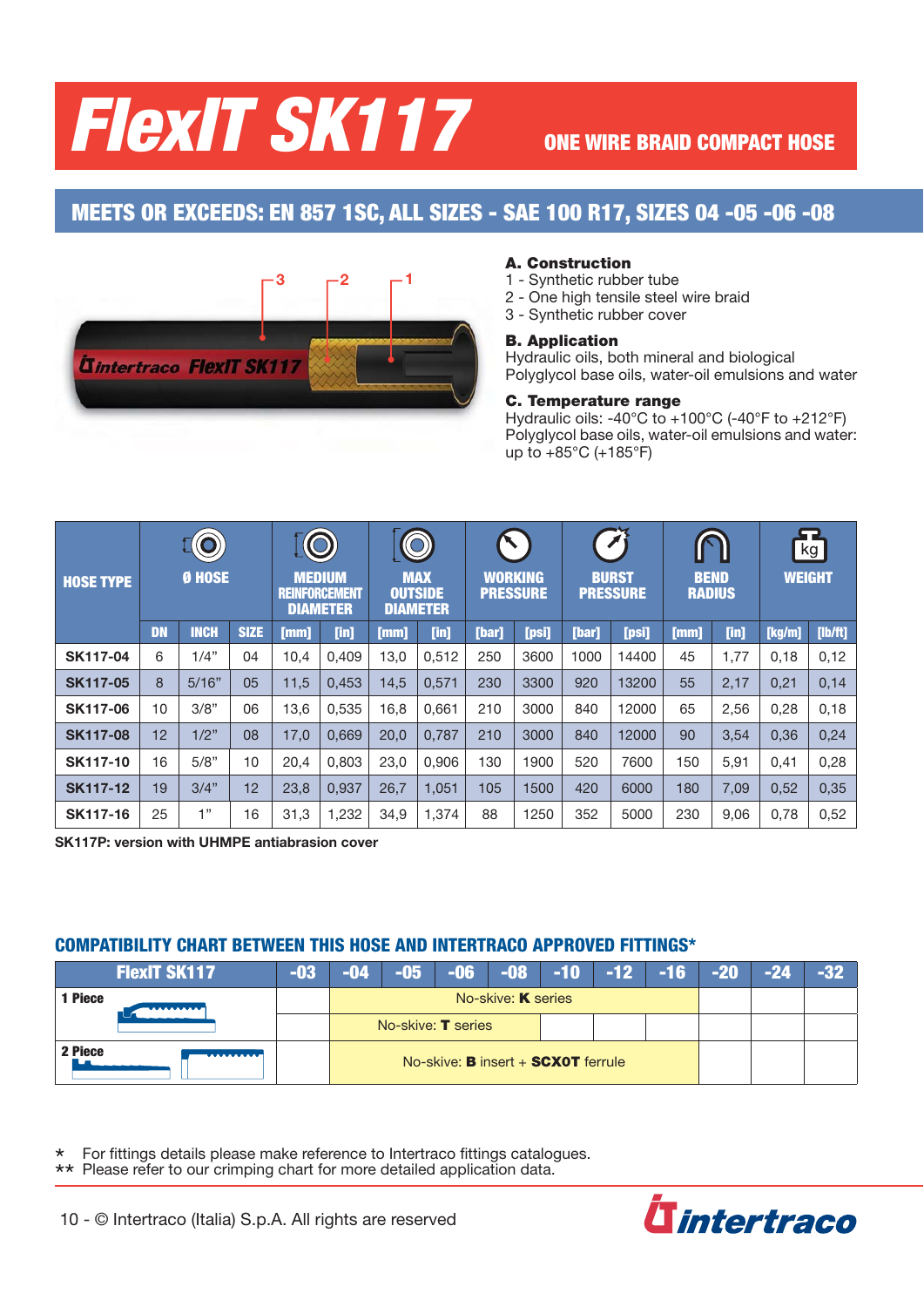# FlexIT SK117

## ONE WIRE BRAID COMPACT HOSE

## MEETS OR EXCEEDS: EN 857 1SC, ALL SIZES - SAE 100 R17, SIZES 04 -05 -06 -08

**A. Construction**
1 - Synthetic rubber tube
2 - One high tensile steel wire braid
3 - Synthetic rubber cover

**B. Application**
Hydraulic oils, both mineral and biological
Polyglycol base oils, water-oil emulsions and water

**C. Temperature range**
Hydraulic oils: -40°C to +100°C (-40°F to +212°F)
Polyglycol base oils, water-oil emulsions and water: up to +85°C (+185°F)

| HOSE TYPE | Ø HOSE | | | MEDIUM REINFORCEMENT DIAMETER | | MAX OUTSIDE DIAMETER | | WORKING PRESSURE | | BURST PRESSURE | | BEND RADIUS | | WEIGHT | |
|---|---|---|---|---|---|---|---|---|---|---|---|---|---|---|---|
| | DN | INCH | SIZE | [mm] | [in] | [mm] | [in] | [bar] | [psi] | [bar] | [psi] | [mm] | [in] | [kg/m] | [lb/ft] |
| SK117-04 | 6 | 1/4" | 04 | 10,4 | 0,409 | 13,0 | 0,512 | 250 | 3600 | 1000 | 14400 | 45 | 1,77 | 0,18 | 0,12 |
| SK117-05 | 8 | 5/16" | 05 | 11,5 | 0,453 | 14,5 | 0,571 | 230 | 3300 | 920 | 13200 | 55 | 2,17 | 0,21 | 0,14 |
| SK117-06 | 10 | 3/8" | 06 | 13,6 | 0,535 | 16,8 | 0,661 | 210 | 3000 | 840 | 12000 | 65 | 2,56 | 0,28 | 0,18 |
| SK117-08 | 12 | 1/2" | 08 | 17,0 | 0,669 | 20,0 | 0,787 | 210 | 3000 | 840 | 12000 | 90 | 3,54 | 0,36 | 0,24 |
| SK117-10 | 16 | 5/8" | 10 | 20,4 | 0,803 | 23,0 | 0,906 | 130 | 1900 | 520 | 7600 | 150 | 5,91 | 0,41 | 0,28 |
| SK117-12 | 19 | 3/4" | 12 | 23,8 | 0,937 | 26,7 | 1,051 | 105 | 1500 | 420 | 6000 | 180 | 7,09 | 0,52 | 0,35 |
| SK117-16 | 25 | 1" | 16 | 31,3 | 1,232 | 34,9 | 1,374 | 88 | 1250 | 352 | 5000 | 230 | 9,06 | 0,78 | 0,52 |

**SK117P: version with UHMPE antiabrasion cover**

## COMPATIBILITY CHART BETWEEN THIS HOSE AND INTERTRACO APPROVED FITTINGS*

| FlexIT SK117 | -03 | -04 | -05 | -06 | -08 | -10 | -12 | -16 | -20 | -24 | -32 |
|---|---|---|---|---|---|---|---|---|---|---|---|
| 1 Piece | | No-skive: **K** series | | | | | | | | | |
| | | No-skive: **T** series | | | | | | | | | |
| 2 Piece | | No-skive: **B** insert + **SCXOT** ferrule | | | | | | | | | |

\* For fittings details please make reference to Intertraco fittings catalogues.
\*\* Please refer to our crimping chart for more detailed application data.

10 - © Intertraco (Italia) S.p.A. All rights are reserved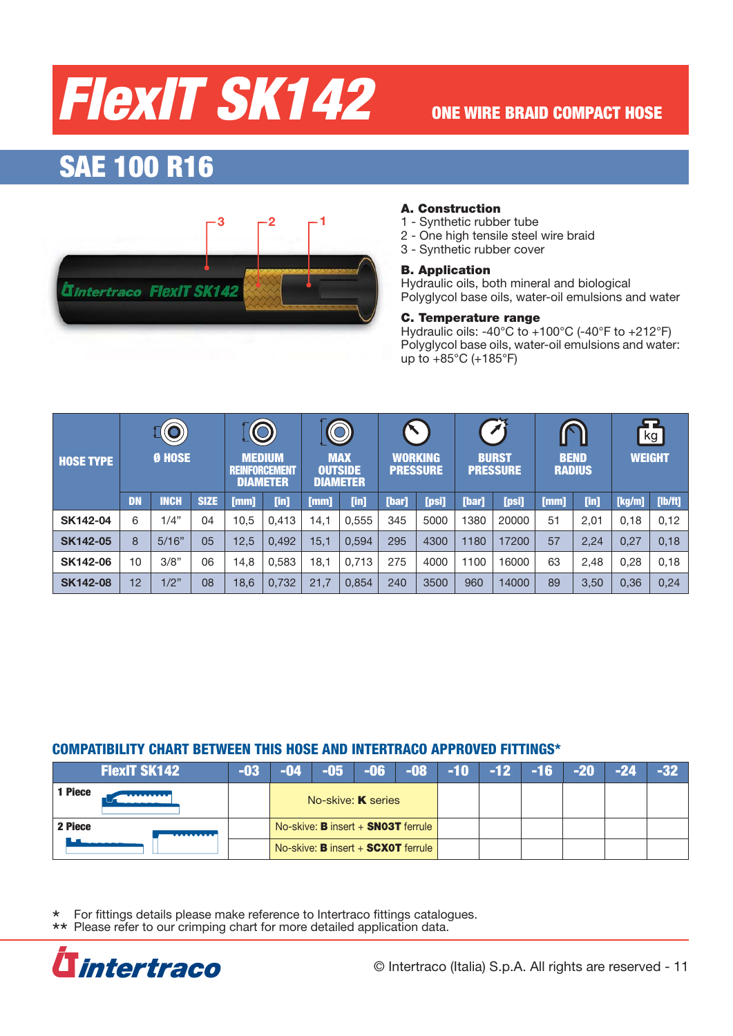# FlexIT SK142

## ONE WIRE BRAID COMPACT HOSE

## SAE 100 R16

**A. Construction**
1 - Synthetic rubber tube
2 - One high tensile steel wire braid
3 - Synthetic rubber cover

**B. Application**
Hydraulic oils, both mineral and biological
Polyglycol base oils, water-oil emulsions and water

**C. Temperature range**
Hydraulic oils: -40°C to +100°C (-40°F to +212°F)
Polyglycol base oils, water-oil emulsions and water: up to +85°C (+185°F)

| HOSE TYPE | Ø HOSE | | | MEDIUM REINFORCEMENT DIAMETER | | MAX OUTSIDE DIAMETER | | WORKING PRESSURE | | BURST PRESSURE | | BEND RADIUS | | WEIGHT | |
|---|---|---|---|---|---|---|---|---|---|---|---|---|---|---|---|
| | DN | INCH | SIZE | [mm] | [in] | [mm] | [in] | [bar] | [psi] | [bar] | [psi] | [mm] | [in] | [kg/m] | [lb/ft] |
| SK142-04 | 6 | 1/4" | 04 | 10,5 | 0,413 | 14,1 | 0,555 | 345 | 5000 | 1380 | 20000 | 51 | 2,01 | 0,18 | 0,12 |
| SK142-05 | 8 | 5/16" | 05 | 12,5 | 0,492 | 15,1 | 0,594 | 295 | 4300 | 1180 | 17200 | 57 | 2,24 | 0,27 | 0,18 |
| SK142-06 | 10 | 3/8" | 06 | 14,8 | 0,583 | 18,1 | 0,713 | 275 | 4000 | 1100 | 16000 | 63 | 2,48 | 0,28 | 0,18 |
| SK142-08 | 12 | 1/2" | 08 | 18,6 | 0,732 | 21,7 | 0,854 | 240 | 3500 | 960 | 14000 | 89 | 3,50 | 0,36 | 0,24 |

### COMPATIBILITY CHART BETWEEN THIS HOSE AND INTERTRACO APPROVED FITTINGS*

| FlexIT SK142 | -03 | -04 | -05 | -06 | -08 | -10 | -12 | -16 | -20 | -24 | -32 |
|---|---|---|---|---|---|---|---|---|---|---|---|
| 1 Piece | | No-skive: **K** series | | | | | | | | | |
| 2 Piece | | No-skive: **B** insert + **SN03T** ferrule | | | | | | | | | |
| | | No-skive: **B** insert + **SCX0T** ferrule | | | | | | | | | |

\* For fittings details please make reference to Intertraco fittings catalogues.
\** Please refer to our crimping chart for more detailed application data.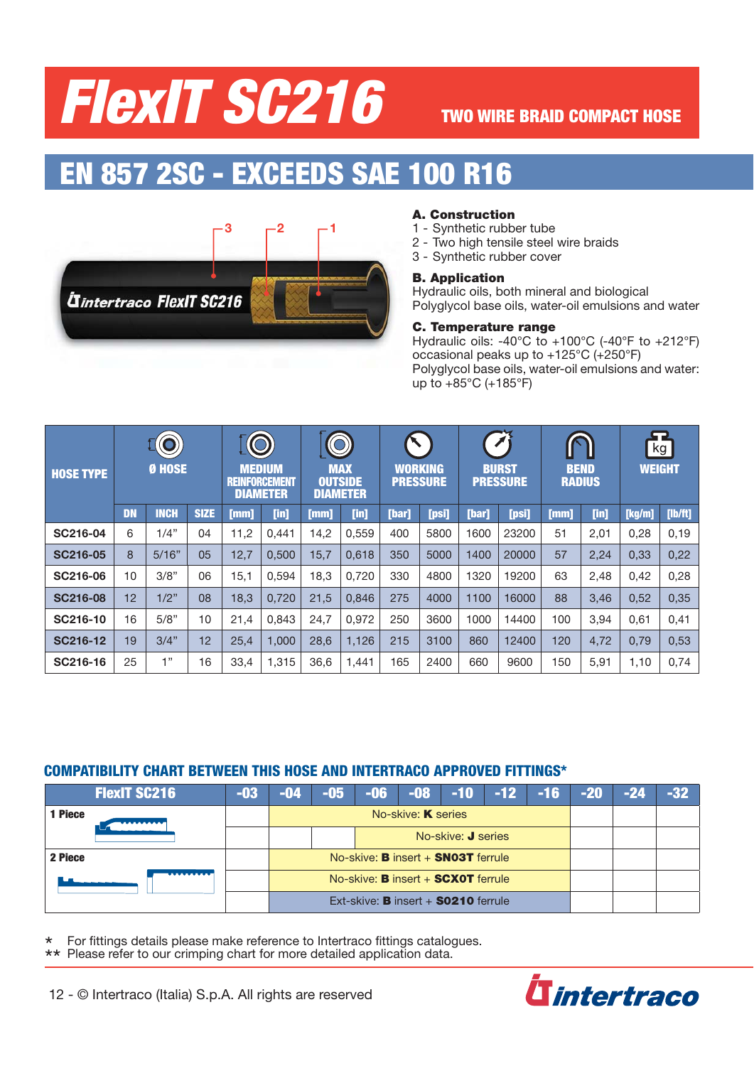# FlexIT SC216

**TWO WIRE BRAID COMPACT HOSE**

## EN 857 2SC - EXCEEDS SAE 100 R16

Intertraco FlexIT SC216

### A. Construction

1 - Synthetic rubber tube
2 - Two high tensile steel wire braids
3 - Synthetic rubber cover

### B. Application

Hydraulic oils, both mineral and biological
Polyglycol base oils, water-oil emulsions and water

### C. Temperature range

Hydraulic oils: -40°C to +100°C (-40°F to +212°F) occasional peaks up to +125°C (+250°F)
Polyglycol base oils, water-oil emulsions and water: up to +85°C (+185°F)

| HOSE TYPE | Ø HOSE | | | MEDIUM REINFORCEMENT DIAMETER | | MAX OUTSIDE DIAMETER | | WORKING PRESSURE | | BURST PRESSURE | | BEND RADIUS | | WEIGHT | |
|---|---|---|---|---|---|---|---|---|---|---|---|---|---|---|---|
| | DN | INCH | SIZE | [mm] | [in] | [mm] | [in] | [bar] | [psi] | [bar] | [psi] | [mm] | [in] | [kg/m] | [lb/ft] |
| SC216-04 | 6 | 1/4” | 04 | 11,2 | 0,441 | 14,2 | 0,559 | 400 | 5800 | 1600 | 23200 | 51 | 2,01 | 0,28 | 0,19 |
| SC216-05 | 8 | 5/16” | 05 | 12,7 | 0,500 | 15,7 | 0,618 | 350 | 5000 | 1400 | 20000 | 57 | 2,24 | 0,33 | 0,22 |
| SC216-06 | 10 | 3/8” | 06 | 15,1 | 0,594 | 18,3 | 0,720 | 330 | 4800 | 1320 | 19200 | 63 | 2,48 | 0,42 | 0,28 |
| SC216-08 | 12 | 1/2” | 08 | 18,3 | 0,720 | 21,5 | 0,846 | 275 | 4000 | 1100 | 16000 | 88 | 3,46 | 0,52 | 0,35 |
| SC216-10 | 16 | 5/8” | 10 | 21,4 | 0,843 | 24,7 | 0,972 | 250 | 3600 | 1000 | 14400 | 100 | 3,94 | 0,61 | 0,41 |
| SC216-12 | 19 | 3/4” | 12 | 25,4 | 1,000 | 28,6 | 1,126 | 215 | 3100 | 860 | 12400 | 120 | 4,72 | 0,79 | 0,53 |
| SC216-16 | 25 | 1” | 16 | 33,4 | 1,315 | 36,6 | 1,441 | 165 | 2400 | 660 | 9600 | 150 | 5,91 | 1,10 | 0,74 |

### COMPATIBILITY CHART BETWEEN THIS HOSE AND INTERTRACO APPROVED FITTINGS*

| FlexIT SC216 | -03 | -04 | -05 | -06 | -08 | -10 | -12 | -16 | -20 | -24 | -32 |
|---|---|---|---|---|---|---|---|---|---|---|---|
| 1 Piece | | No-skive: **K** series | | | | | | | | | |
| | | | | No-skive: **J** series | | | | | | | |
| 2 Piece | | No-skive: **B** insert + **SN03T** ferrule | | | | | | | | | |
| | | No-skive: **B** insert + **SCX0T** ferrule | | | | | | | | | |
| | | Ext-skive: **B** insert + **S0210** ferrule | | | | | | | | | |

\* For fittings details please make reference to Intertraco fittings catalogues.
\*\* Please refer to our crimping chart for more detailed application data.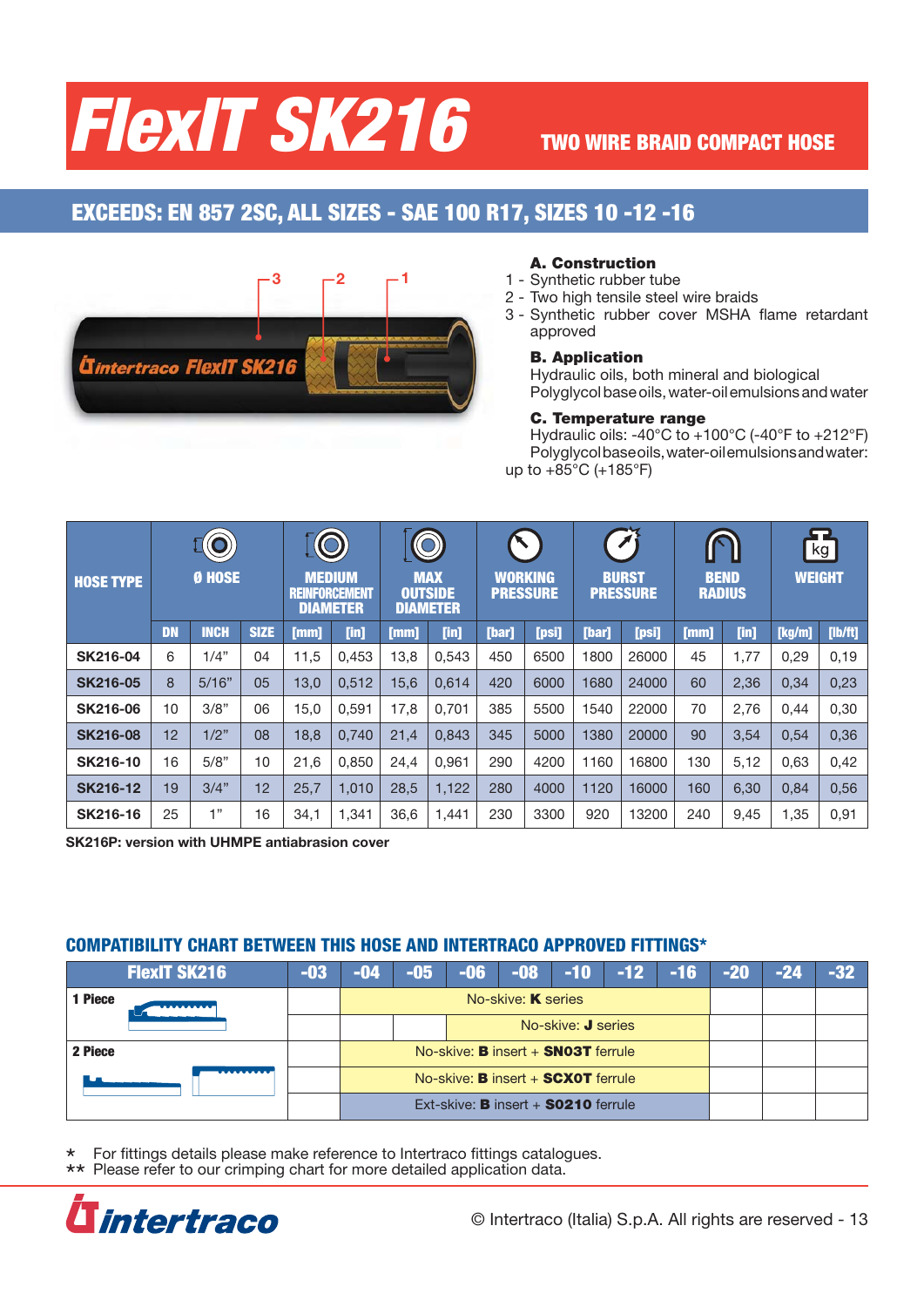# FlexIT SK216

**TWO WIRE BRAID COMPACT HOSE**

## EXCEEDS: EN 857 2SC, ALL SIZES - SAE 100 R17, SIZES 10 -12 -16

**A. Construction**

1 - Synthetic rubber tube
2 - Two high tensile steel wire braids
3 - Synthetic rubber cover MSHA flame retardant approved

**B. Application**

Hydraulic oils, both mineral and biological
Polyglycol base oils, water-oil emulsions and water

**C. Temperature range**

Hydraulic oils: -40°C to +100°C (-40°F to +212°F)
Polyglycol base oils, water-oil emulsions and water: up to +85°C (+185°F)

| HOSE TYPE | Ø HOSE | | | MEDIUM REINFORCEMENT DIAMETER | | MAX OUTSIDE DIAMETER | | WORKING PRESSURE | | BURST PRESSURE | | BEND RADIUS | | WEIGHT | |
|---|---|---|---|---|---|---|---|---|---|---|---|---|---|---|---|
| | DN | INCH | SIZE | [mm] | [in] | [mm] | [in] | [bar] | [psi] | [bar] | [psi] | [mm] | [in] | [kg/m] | [lb/ft] |
| SK216-04 | 6 | 1/4" | 04 | 11,5 | 0,453 | 13,8 | 0,543 | 450 | 6500 | 1800 | 26000 | 45 | 1,77 | 0,29 | 0,19 |
| SK216-05 | 8 | 5/16" | 05 | 13,0 | 0,512 | 15,6 | 0,614 | 420 | 6000 | 1680 | 24000 | 60 | 2,36 | 0,34 | 0,23 |
| SK216-06 | 10 | 3/8" | 06 | 15,0 | 0,591 | 17,8 | 0,701 | 385 | 5500 | 1540 | 22000 | 70 | 2,76 | 0,44 | 0,30 |
| SK216-08 | 12 | 1/2" | 08 | 18,8 | 0,740 | 21,4 | 0,843 | 345 | 5000 | 1380 | 20000 | 90 | 3,54 | 0,54 | 0,36 |
| SK216-10 | 16 | 5/8" | 10 | 21,6 | 0,850 | 24,4 | 0,961 | 290 | 4200 | 1160 | 16800 | 130 | 5,12 | 0,63 | 0,42 |
| SK216-12 | 19 | 3/4" | 12 | 25,7 | 1,010 | 28,5 | 1,122 | 280 | 4000 | 1120 | 16000 | 160 | 6,30 | 0,84 | 0,56 |
| SK216-16 | 25 | 1" | 16 | 34,1 | 1,341 | 36,6 | 1,441 | 230 | 3300 | 920 | 13200 | 240 | 9,45 | 1,35 | 0,91 |

**SK216P: version with UHMPE antiabrasion cover**

## COMPATIBILITY CHART BETWEEN THIS HOSE AND INTERTRACO APPROVED FITTINGS*

| FlexIT SK216 | -03 | -04 | -05 | -06 | -08 | -10 | -12 | -16 | -20 | -24 | -32 |
|---|---|---|---|---|---|---|---|---|---|---|---|
| 1 Piece | | No-skive: **K** series | | | | | | | | | |
| | | | | No-skive: **J** series | | | | | | | |
| 2 Piece | | No-skive: **B** insert + **SN03T** ferrule | | | | | | | | | |
| | | No-skive: **B** insert + **SCX0T** ferrule | | | | | | | | | |
| | | Ext-skive: **B** insert + **S0210** ferrule | | | | | | | | | |

\* For fittings details please make reference to Intertraco fittings catalogues.
\*\* Please refer to our crimping chart for more detailed application data.

© Intertraco (Italia) S.p.A. All rights are reserved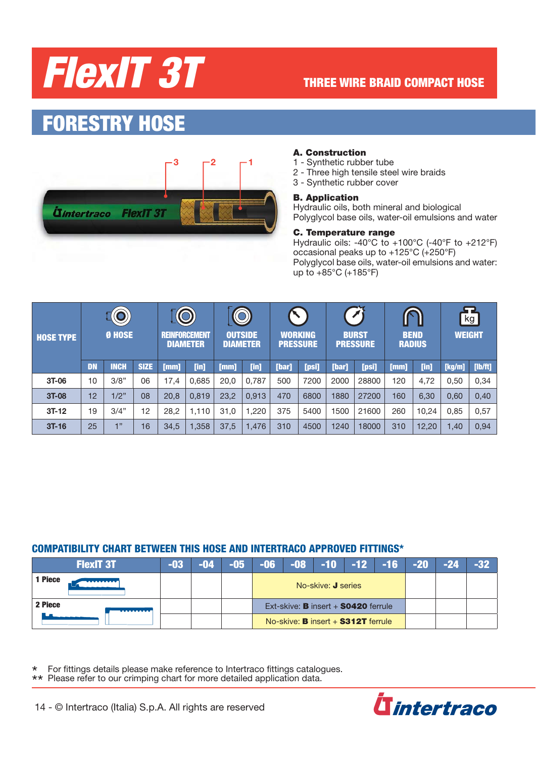# FlexIT 3T

**THREE WIRE BRAID COMPACT HOSE**

## FORESTRY HOSE

**A. Construction**
1 - Synthetic rubber tube
2 - Three high tensile steel wire braids
3 - Synthetic rubber cover

**B. Application**
Hydraulic oils, both mineral and biological
Polyglycol base oils, water-oil emulsions and water

**C. Temperature range**
Hydraulic oils: -40°C to +100°C (-40°F to +212°F) occasional peaks up to +125°C (+250°F)
Polyglycol base oils, water-oil emulsions and water: up to +85°C (+185°F)

| HOSE TYPE | Ø HOSE | | | REINFORCEMENT DIAMETER | | OUTSIDE DIAMETER | | WORKING PRESSURE | | BURST PRESSURE | | BEND RADIUS | | WEIGHT | |
|---|---|---|---|---|---|---|---|---|---|---|---|---|---|---|---|
| | DN | INCH | SIZE | [mm] | [in] | [mm] | [in] | [bar] | [psi] | [bar] | [psi] | [mm] | [in] | [kg/m] | [lb/ft] |
| 3T-06 | 10 | 3/8" | 06 | 17,4 | 0,685 | 20,0 | 0,787 | 500 | 7200 | 2000 | 28800 | 120 | 4,72 | 0,50 | 0,34 |
| 3T-08 | 12 | 1/2" | 08 | 20,8 | 0,819 | 23,2 | 0,913 | 470 | 6800 | 1880 | 27200 | 160 | 6,30 | 0,60 | 0,40 |
| 3T-12 | 19 | 3/4" | 12 | 28,2 | 1,110 | 31,0 | 1,220 | 375 | 5400 | 1500 | 21600 | 260 | 10,24 | 0,85 | 0,57 |
| 3T-16 | 25 | 1" | 16 | 34,5 | 1,358 | 37,5 | 1,476 | 310 | 4500 | 1240 | 18000 | 310 | 12,20 | 1,40 | 0,94 |

### COMPATIBILITY CHART BETWEEN THIS HOSE AND INTERTRACO APPROVED FITTINGS*

| FlexIT 3T | -03 | -04 | -05 | -06 | -08 | -10 | -12 | -16 | -20 | -24 | -32 |
|---|---|---|---|---|---|---|---|---|---|---|---|
| 1 Piece | | | | No-skive: **J** series | | | | | | | |
| 2 Piece | | | | Ext-skive: **B** insert + **S0420** ferrule | | | | | | | |
| | | | | No-skive: **B** insert + **S312T** ferrule | | | | | | | |

\* For fittings details please make reference to Intertraco fittings catalogues.
\*\* Please refer to our crimping chart for more detailed application data.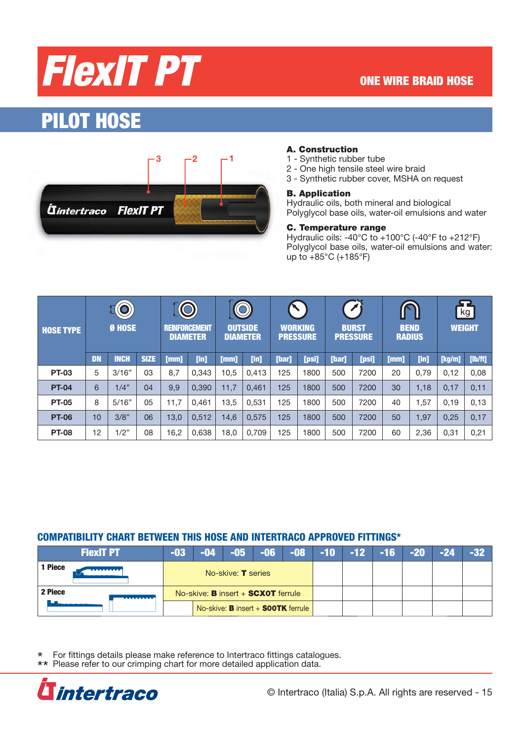# FlexIT PT

ONE WIRE BRAID HOSE

## PILOT HOSE

**A. Construction**
1 - Synthetic rubber tube
2 - One high tensile steel wire braid
3 - Synthetic rubber cover, MSHA on request

**B. Application**
Hydraulic oils, both mineral and biological
Polyglycol base oils, water-oil emulsions and water

**C. Temperature range**
Hydraulic oils: -40°C to +100°C (-40°F to +212°F)
Polyglycol base oils, water-oil emulsions and water: up to +85°C (+185°F)

| HOSE TYPE | Ø HOSE | | | REINFORCEMENT DIAMETER | | OUTSIDE DIAMETER | | WORKING PRESSURE | | BURST PRESSURE | | BEND RADIUS | | WEIGHT | |
|---|---|---|---|---|---|---|---|---|---|---|---|---|---|---|---|
| | DN | INCH | SIZE | [mm] | [in] | [mm] | [in] | [bar] | [psi] | [bar] | [psi] | [mm] | [in] | [kg/m] | [lb/ft] |
| PT-03 | 5 | 3/16" | 03 | 8,7 | 0,343 | 10,5 | 0,413 | 125 | 1800 | 500 | 7200 | 20 | 0,79 | 0,12 | 0,08 |
| PT-04 | 6 | 1/4" | 04 | 9,9 | 0,390 | 11,7 | 0,461 | 125 | 1800 | 500 | 7200 | 30 | 1,18 | 0,17 | 0,11 |
| PT-05 | 8 | 5/16" | 05 | 11,7 | 0,461 | 13,5 | 0,531 | 125 | 1800 | 500 | 7200 | 40 | 1,57 | 0,19 | 0,13 |
| PT-06 | 10 | 3/8" | 06 | 13,0 | 0,512 | 14,6 | 0,575 | 125 | 1800 | 500 | 7200 | 50 | 1,97 | 0,25 | 0,17 |
| PT-08 | 12 | 1/2" | 08 | 16,2 | 0,638 | 18,0 | 0,709 | 125 | 1800 | 500 | 7200 | 60 | 2,36 | 0,31 | 0,21 |

### COMPATIBILITY CHART BETWEEN THIS HOSE AND INTERTRACO APPROVED FITTINGS*

| FlexIT PT | -03 | -04 | -05 | -06 | -08 | -10 | -12 | -16 | -20 | -24 | -32 |
|---|---|---|---|---|---|---|---|---|---|---|---|
| 1 Piece | No-skive: **T** series | | | | | | | | | | |
| 2 Piece | No-skive: **B** insert + **SCX0T** ferrule | | | | | | | | | | |
| | | No-skive: **B** insert + **S00TK** ferrule | | | | | | | | | |

\* For fittings details please make reference to Intertraco fittings catalogues.
\*\* Please refer to our crimping chart for more detailed application data.

© Intertraco (Italia) S.p.A. All rights are reserved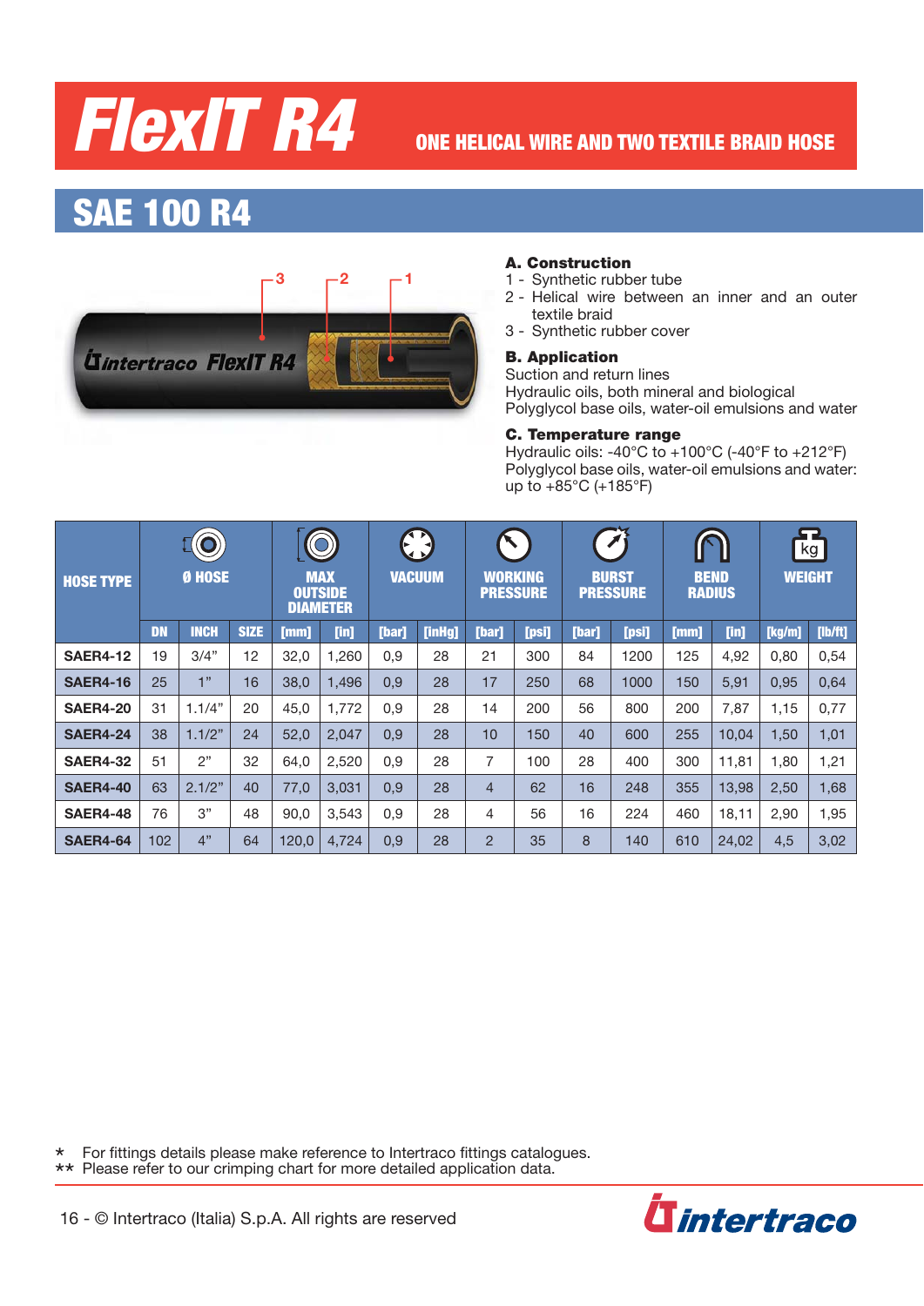# FlexIT R4

ONE HELICAL WIRE AND TWO TEXTILE BRAID HOSE

## SAE 100 R4

**A. Construction**
1 - Synthetic rubber tube
2 - Helical wire between an inner and an outer textile braid
3 - Synthetic rubber cover

**B. Application**
Suction and return lines
Hydraulic oils, both mineral and biological
Polyglycol base oils, water-oil emulsions and water

**C. Temperature range**
Hydraulic oils: -40°C to +100°C (-40°F to +212°F)
Polyglycol base oils, water-oil emulsions and water: up to +85°C (+185°F)

| HOSE TYPE | Ø HOSE | | | MAX OUTSIDE DIAMETER | | VACUUM | | WORKING PRESSURE | | BURST PRESSURE | | BEND RADIUS | | WEIGHT | |
|---|---|---|---|---|---|---|---|---|---|---|---|---|---|---|---|
| | DN | INCH | SIZE | [mm] | [in] | [bar] | [inHg] | [bar] | [psi] | [bar] | [psi] | [mm] | [in] | [kg/m] | [lb/ft] |
| SAER4-12 | 19 | 3/4" | 12 | 32,0 | 1,260 | 0,9 | 28 | 21 | 300 | 84 | 1200 | 125 | 4,92 | 0,80 | 0,54 |
| SAER4-16 | 25 | 1" | 16 | 38,0 | 1,496 | 0,9 | 28 | 17 | 250 | 68 | 1000 | 150 | 5,91 | 0,95 | 0,64 |
| SAER4-20 | 31 | 1.1/4" | 20 | 45,0 | 1,772 | 0,9 | 28 | 14 | 200 | 56 | 800 | 200 | 7,87 | 1,15 | 0,77 |
| SAER4-24 | 38 | 1.1/2" | 24 | 52,0 | 2,047 | 0,9 | 28 | 10 | 150 | 40 | 600 | 255 | 10,04 | 1,50 | 1,01 |
| SAER4-32 | 51 | 2" | 32 | 64,0 | 2,520 | 0,9 | 28 | 7 | 100 | 28 | 400 | 300 | 11,81 | 1,80 | 1,21 |
| SAER4-40 | 63 | 2.1/2" | 40 | 77,0 | 3,031 | 0,9 | 28 | 4 | 62 | 16 | 248 | 355 | 13,98 | 2,50 | 1,68 |
| SAER4-48 | 76 | 3" | 48 | 90,0 | 3,543 | 0,9 | 28 | 4 | 56 | 16 | 224 | 460 | 18,11 | 2,90 | 1,95 |
| SAER4-64 | 102 | 4" | 64 | 120,0 | 4,724 | 0,9 | 28 | 2 | 35 | 8 | 140 | 610 | 24,02 | 4,5 | 3,02 |

\* For fittings details please make reference to Intertraco fittings catalogues.
\** Please refer to our crimping chart for more detailed application data.

© Intertraco (Italia) S.p.A. All rights are reserved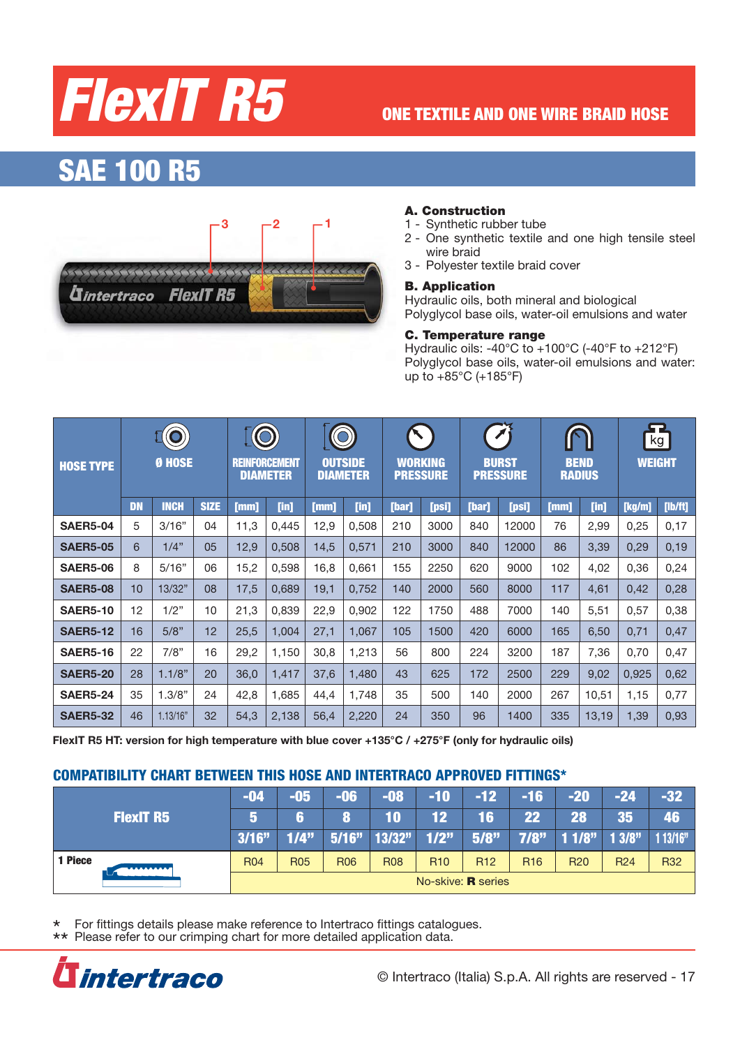# FlexIT R5

**ONE TEXTILE AND ONE WIRE BRAID HOSE**

## SAE 100 R5

### A. Construction
1 - Synthetic rubber tube
2 - One synthetic textile and one high tensile steel wire braid
3 - Polyester textile braid cover

### B. Application
Hydraulic oils, both mineral and biological
Polyglycol base oils, water-oil emulsions and water

### C. Temperature range
Hydraulic oils: -40°C to +100°C (-40°F to +212°F)
Polyglycol base oils, water-oil emulsions and water: up to +85°C (+185°F)

| HOSE TYPE | Ø HOSE | | | REINFORCEMENT DIAMETER | | OUTSIDE DIAMETER | | WORKING PRESSURE | | BURST PRESSURE | | BEND RADIUS | | WEIGHT | |
|---|---|---|---|---|---|---|---|---|---|---|---|---|---|---|---|
| | DN | INCH | SIZE | [mm] | [in] | [mm] | [in] | [bar] | [psi] | [bar] | [psi] | [mm] | [in] | [kg/m] | [lb/ft] |
| SAER5-04 | 5 | 3/16" | 04 | 11,3 | 0,445 | 12,9 | 0,508 | 210 | 3000 | 840 | 12000 | 76 | 2,99 | 0,25 | 0,17 |
| SAER5-05 | 6 | 1/4" | 05 | 12,9 | 0,508 | 14,5 | 0,571 | 210 | 3000 | 840 | 12000 | 86 | 3,39 | 0,29 | 0,19 |
| SAER5-06 | 8 | 5/16" | 06 | 15,2 | 0,598 | 16,8 | 0,661 | 155 | 2250 | 620 | 9000 | 102 | 4,02 | 0,36 | 0,24 |
| SAER5-08 | 10 | 13/32" | 08 | 17,5 | 0,689 | 19,1 | 0,752 | 140 | 2000 | 560 | 8000 | 117 | 4,61 | 0,42 | 0,28 |
| SAER5-10 | 12 | 1/2" | 10 | 21,3 | 0,839 | 22,9 | 0,902 | 122 | 1750 | 488 | 7000 | 140 | 5,51 | 0,57 | 0,38 |
| SAER5-12 | 16 | 5/8" | 12 | 25,5 | 1,004 | 27,1 | 1,067 | 105 | 1500 | 420 | 6000 | 165 | 6,50 | 0,71 | 0,47 |
| SAER5-16 | 22 | 7/8" | 16 | 29,2 | 1,150 | 30,8 | 1,213 | 56 | 800 | 224 | 3200 | 187 | 7,36 | 0,70 | 0,47 |
| SAER5-20 | 28 | 1.1/8" | 20 | 36,0 | 1,417 | 37,6 | 1,480 | 43 | 625 | 172 | 2500 | 229 | 9,02 | 0,925 | 0,62 |
| SAER5-24 | 35 | 1.3/8" | 24 | 42,8 | 1,685 | 44,4 | 1,748 | 35 | 500 | 140 | 2000 | 267 | 10,51 | 1,15 | 0,77 |
| SAER5-32 | 46 | 1.13/16" | 32 | 54,3 | 2,138 | 56,4 | 2,220 | 24 | 350 | 96 | 1400 | 335 | 13,19 | 1,39 | 0,93 |

**FlexIT R5 HT: version for high temperature with blue cover +135°C / +275°F (only for hydraulic oils)**

## COMPATIBILITY CHART BETWEEN THIS HOSE AND INTERTRACO APPROVED FITTINGS*

| FlexIT R5 | -04 | -05 | -06 | -08 | -10 | -12 | -16 | -20 | -24 | -32 |
|---|---|---|---|---|---|---|---|---|---|---|
| | 5 | 6 | 8 | 10 | 12 | 16 | 22 | 28 | 35 | 46 |
| | 3/16" | 1/4" | 5/16" | 13/32" | 1/2" | 5/8" | 7/8" | 1 1/8" | 1 3/8" | 1 13/16" |
| 1 Piece | R04 | R05 | R06 | R08 | R10 | R12 | R16 | R20 | R24 | R32 |
| | No-skive: **R** series | | | | | | | | | |

\* For fittings details please make reference to Intertraco fittings catalogues.
\*\* Please refer to our crimping chart for more detailed application data.

© Intertraco (Italia) S.p.A. All rights are reserved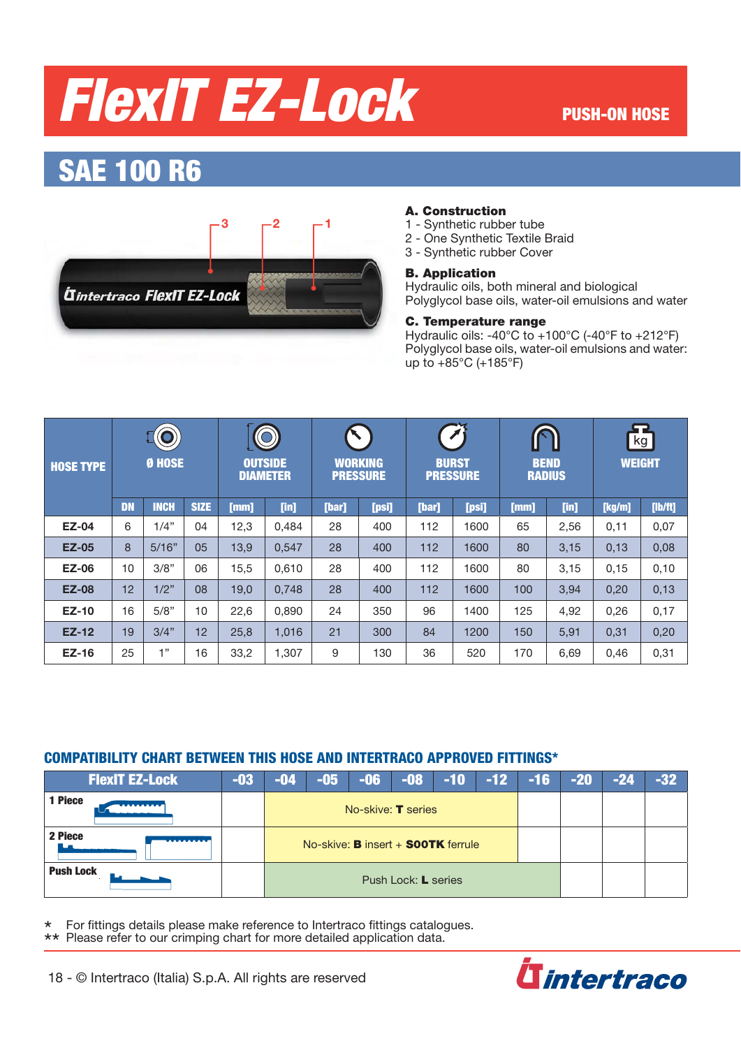# FlexIT EZ-Lock

PUSH-ON HOSE

## SAE 100 R6

**A. Construction**
1 - Synthetic rubber tube
2 - One Synthetic Textile Braid
3 - Synthetic rubber Cover

**B. Application**
Hydraulic oils, both mineral and biological
Polyglycol base oils, water-oil emulsions and water

**C. Temperature range**
Hydraulic oils: -40°C to +100°C (-40°F to +212°F)
Polyglycol base oils, water-oil emulsions and water: up to +85°C (+185°F)

| HOSE TYPE | Ø HOSE | | | OUTSIDE DIAMETER | | WORKING PRESSURE | | BURST PRESSURE | | BEND RADIUS | | WEIGHT | |
|---|---|---|---|---|---|---|---|---|---|---|---|---|---|
| | DN | INCH | SIZE | [mm] | [in] | [bar] | [psi] | [bar] | [psi] | [mm] | [in] | [kg/m] | [lb/ft] |
| EZ-04 | 6 | 1/4" | 04 | 12,3 | 0,484 | 28 | 400 | 112 | 1600 | 65 | 2,56 | 0,11 | 0,07 |
| EZ-05 | 8 | 5/16" | 05 | 13,9 | 0,547 | 28 | 400 | 112 | 1600 | 80 | 3,15 | 0,13 | 0,08 |
| EZ-06 | 10 | 3/8" | 06 | 15,5 | 0,610 | 28 | 400 | 112 | 1600 | 80 | 3,15 | 0,15 | 0,10 |
| EZ-08 | 12 | 1/2" | 08 | 19,0 | 0,748 | 28 | 400 | 112 | 1600 | 100 | 3,94 | 0,20 | 0,13 |
| EZ-10 | 16 | 5/8" | 10 | 22,6 | 0,890 | 24 | 350 | 96 | 1400 | 125 | 4,92 | 0,26 | 0,17 |
| EZ-12 | 19 | 3/4" | 12 | 25,8 | 1,016 | 21 | 300 | 84 | 1200 | 150 | 5,91 | 0,31 | 0,20 |
| EZ-16 | 25 | 1" | 16 | 33,2 | 1,307 | 9 | 130 | 36 | 520 | 170 | 6,69 | 0,46 | 0,31 |

### COMPATIBILITY CHART BETWEEN THIS HOSE AND INTERTRACO APPROVED FITTINGS*

| FlexIT EZ-Lock | -03 | -04 | -05 | -06 | -08 | -10 | -12 | -16 | -20 | -24 | -32 |
|---|---|---|---|---|---|---|---|---|---|---|---|
| 1 Piece | | No-skive: **T** series | | | | | | | | | |
| 2 Piece | | No-skive: **B** insert + **S00TK** ferrule | | | | | | | | | |
| Push Lock | | Push Lock: **L** series | | | | | | | | | |

\* For fittings details please make reference to Intertraco fittings catalogues.
\** Please refer to our crimping chart for more detailed application data.

© Intertraco (Italia) S.p.A. All rights are reserved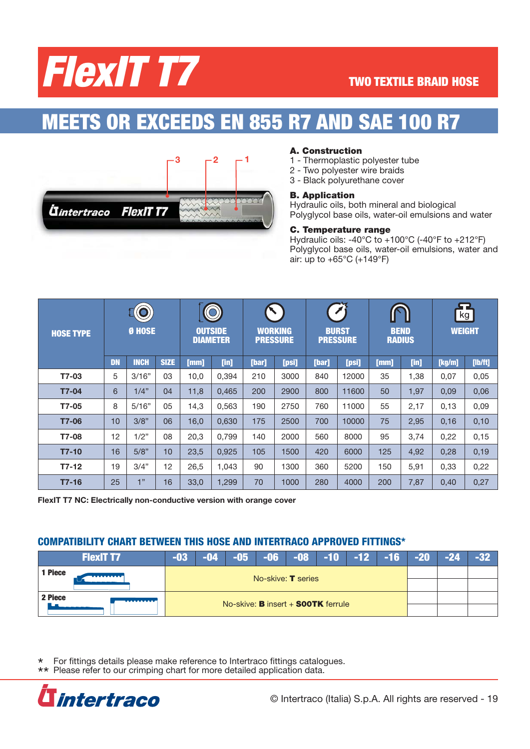# FlexIT T7

**TWO TEXTILE BRAID HOSE**

## MEETS OR EXCEEDS EN 855 R7 AND SAE 100 R7

**A. Construction**
1 - Thermoplastic polyester tube
2 - Two polyester wire braids
3 - Black polyurethane cover

**B. Application**
Hydraulic oils, both mineral and biological
Polyglycol base oils, water-oil emulsions and water

**C. Temperature range**
Hydraulic oils: -40°C to +100°C (-40°F to +212°F)
Polyglycol base oils, water-oil emulsions, water and air: up to +65°C (+149°F)

| HOSE TYPE | Ø HOSE | | | OUTSIDE DIAMETER | | WORKING PRESSURE | | BURST PRESSURE | | BEND RADIUS | | WEIGHT | |
|---|---|---|---|---|---|---|---|---|---|---|---|---|---|
| | DN | INCH | SIZE | [mm] | [in] | [bar] | [psi] | [bar] | [psi] | [mm] | [in] | [kg/m] | [lb/ft] |
| T7-03 | 5 | 3/16” | 03 | 10,0 | 0,394 | 210 | 3000 | 840 | 12000 | 35 | 1,38 | 0,07 | 0,05 |
| T7-04 | 6 | 1/4” | 04 | 11,8 | 0,465 | 200 | 2900 | 800 | 11600 | 50 | 1,97 | 0,09 | 0,06 |
| T7-05 | 8 | 5/16” | 05 | 14,3 | 0,563 | 190 | 2750 | 760 | 11000 | 55 | 2,17 | 0,13 | 0,09 |
| T7-06 | 10 | 3/8” | 06 | 16,0 | 0,630 | 175 | 2500 | 700 | 10000 | 75 | 2,95 | 0,16 | 0,10 |
| T7-08 | 12 | 1/2” | 08 | 20,3 | 0,799 | 140 | 2000 | 560 | 8000 | 95 | 3,74 | 0,22 | 0,15 |
| T7-10 | 16 | 5/8” | 10 | 23,5 | 0,925 | 105 | 1500 | 420 | 6000 | 125 | 4,92 | 0,28 | 0,19 |
| T7-12 | 19 | 3/4” | 12 | 26,5 | 1,043 | 90 | 1300 | 360 | 5200 | 150 | 5,91 | 0,33 | 0,22 |
| T7-16 | 25 | 1” | 16 | 33,0 | 1,299 | 70 | 1000 | 280 | 4000 | 200 | 7,87 | 0,40 | 0,27 |

**FlexIT T7 NC: Electrically non-conductive version with orange cover**

### COMPATIBILITY CHART BETWEEN THIS HOSE AND INTERTRACO APPROVED FITTINGS*

| FlexIT T7 | -03 | -04 | -05 | -06 | -08 | -10 | -12 | -16 | -20 | -24 | -32 |
|---|---|---|---|---|---|---|---|---|---|---|---|
| 1 Piece | No-skive: **T** series | | | | | | | | | | |
| 2 Piece | No-skive: **B** insert + **S00TK** ferrule | | | | | | | | | | |

\* For fittings details please make reference to Intertraco fittings catalogues.
\** Please refer to our crimping chart for more detailed application data.

© Intertraco (Italia) S.p.A. All rights are reserved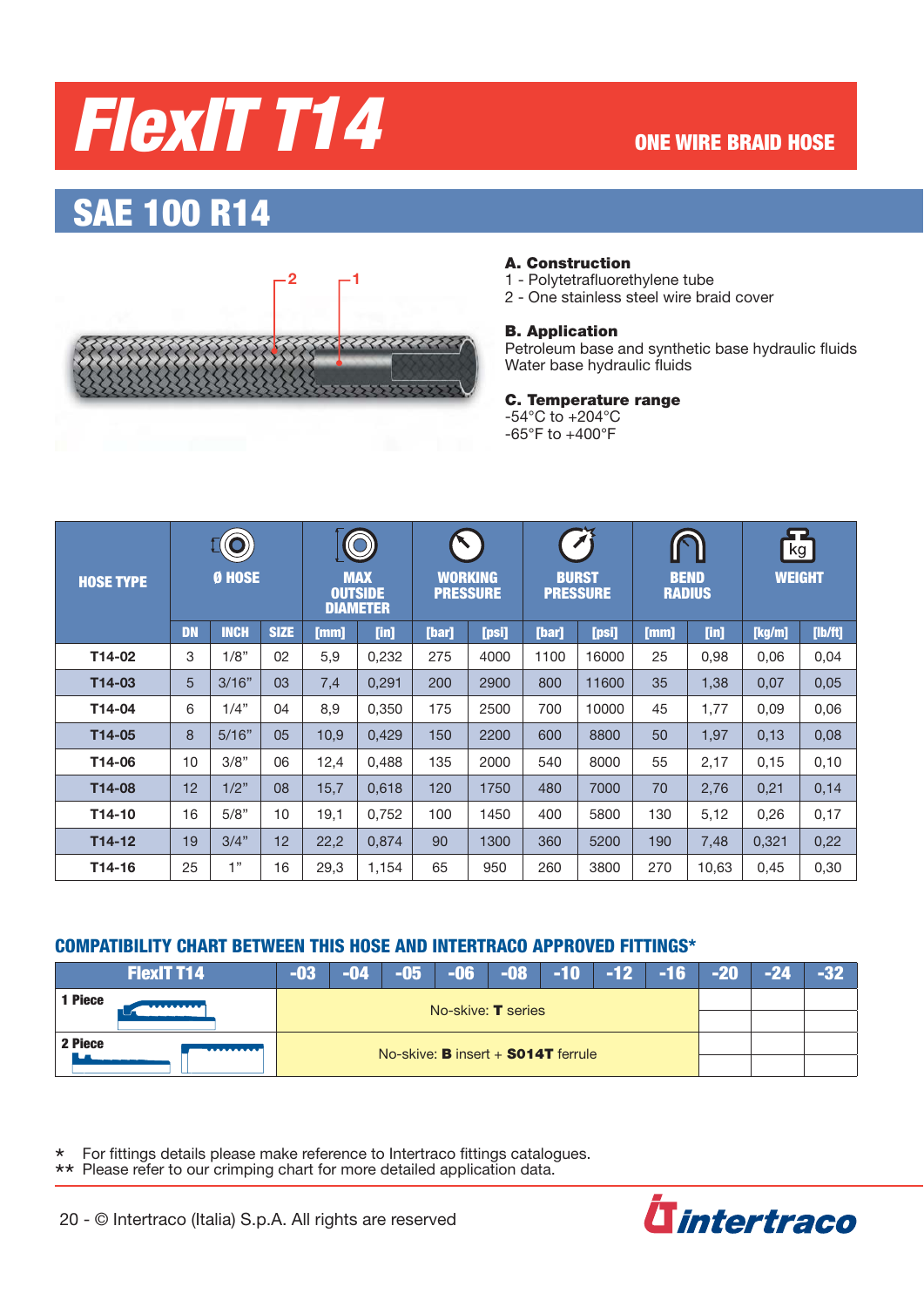# FlexIT T14

ONE WIRE BRAID HOSE

## SAE 100 R14

**A. Construction**
1 - Polytetrafluorethylene tube
2 - One stainless steel wire braid cover

**B. Application**
Petroleum base and synthetic base hydraulic fluids
Water base hydraulic fluids

**C. Temperature range**
-54°C to +204°C
-65°F to +400°F

| HOSE TYPE | Ø HOSE | | | MAX OUTSIDE DIAMETER | | WORKING PRESSURE | | BURST PRESSURE | | BEND RADIUS | | WEIGHT | |
|---|---|---|---|---|---|---|---|---|---|---|---|---|---|
| | DN | INCH | SIZE | [mm] | [in] | [bar] | [psi] | [bar] | [psi] | [mm] | [in] | [kg/m] | [lb/ft] |
| T14-02 | 3 | 1/8” | 02 | 5,9 | 0,232 | 275 | 4000 | 1100 | 16000 | 25 | 0,98 | 0,06 | 0,04 |
| T14-03 | 5 | 3/16” | 03 | 7,4 | 0,291 | 200 | 2900 | 800 | 11600 | 35 | 1,38 | 0,07 | 0,05 |
| T14-04 | 6 | 1/4” | 04 | 8,9 | 0,350 | 175 | 2500 | 700 | 10000 | 45 | 1,77 | 0,09 | 0,06 |
| T14-05 | 8 | 5/16” | 05 | 10,9 | 0,429 | 150 | 2200 | 600 | 8800 | 50 | 1,97 | 0,13 | 0,08 |
| T14-06 | 10 | 3/8” | 06 | 12,4 | 0,488 | 135 | 2000 | 540 | 8000 | 55 | 2,17 | 0,15 | 0,10 |
| T14-08 | 12 | 1/2” | 08 | 15,7 | 0,618 | 120 | 1750 | 480 | 7000 | 70 | 2,76 | 0,21 | 0,14 |
| T14-10 | 16 | 5/8” | 10 | 19,1 | 0,752 | 100 | 1450 | 400 | 5800 | 130 | 5,12 | 0,26 | 0,17 |
| T14-12 | 19 | 3/4” | 12 | 22,2 | 0,874 | 90 | 1300 | 360 | 5200 | 190 | 7,48 | 0,321 | 0,22 |
| T14-16 | 25 | 1” | 16 | 29,3 | 1,154 | 65 | 950 | 260 | 3800 | 270 | 10,63 | 0,45 | 0,30 |

### COMPATIBILITY CHART BETWEEN THIS HOSE AND INTERTRACO APPROVED FITTINGS*

| FlexIT T14 | -03 | -04 | -05 | -06 | -08 | -10 | -12 | -16 | -20 | -24 | -32 |
|---|---|---|---|---|---|---|---|---|---|---|---|
| 1 Piece | No-skive: **T** series | | | | | | | | | | |
| 2 Piece | No-skive: **B** insert + **S014T** ferrule | | | | | | | | | | |

\* For fittings details please make reference to Intertraco fittings catalogues.
\*\* Please refer to our crimping chart for more detailed application data.

20 - © Intertraco (Italia) S.p.A. All rights are reserved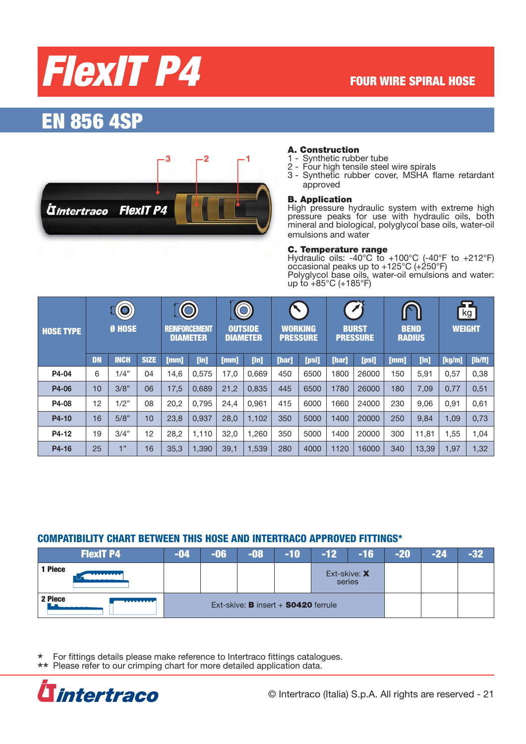# FlexIT P4

**FOUR WIRE SPIRAL HOSE**

## EN 856 4SP

**A. Construction**
1 - Synthetic rubber tube
2 - Four high tensile steel wire spirals
3 - Synthetic rubber cover, MSHA flame retardant approved

**B. Application**
High pressure hydraulic system with extreme high pressure peaks for use with hydraulic oils, both mineral and biological, polyglycol base oils, water-oil emulsions and water

**C. Temperature range**
Hydraulic oils: -40°C to +100°C (-40°F to +212°F) occasional peaks up to +125°C (+250°F)
Polyglycol base oils, water-oil emulsions and water: up to +85°C (+185°F)

| HOSE TYPE | Ø HOSE | | | REINFORCEMENT DIAMETER | | OUTSIDE DIAMETER | | WORKING PRESSURE | | BURST PRESSURE | | BEND RADIUS | | WEIGHT | |
|---|---|---|---|---|---|---|---|---|---|---|---|---|---|---|---|
| | DN | INCH | SIZE | [mm] | [in] | [mm] | [in] | [bar] | [psi] | [bar] | [psi] | [mm] | [in] | [kg/m] | [lb/ft] |
| P4-04 | 6 | 1/4" | 04 | 14,6 | 0,575 | 17,0 | 0,669 | 450 | 6500 | 1800 | 26000 | 150 | 5,91 | 0,57 | 0,38 |
| P4-06 | 10 | 3/8" | 06 | 17,5 | 0,689 | 21,2 | 0,835 | 445 | 6500 | 1780 | 26000 | 180 | 7,09 | 0,77 | 0,51 |
| P4-08 | 12 | 1/2" | 08 | 20,2 | 0,795 | 24,4 | 0,961 | 415 | 6000 | 1660 | 24000 | 230 | 9,06 | 0,91 | 0,61 |
| P4-10 | 16 | 5/8" | 10 | 23,8 | 0,937 | 28,0 | 1,102 | 350 | 5000 | 1400 | 20000 | 250 | 9,84 | 1,09 | 0,73 |
| P4-12 | 19 | 3/4" | 12 | 28,2 | 1,110 | 32,0 | 1,260 | 350 | 5000 | 1400 | 20000 | 300 | 11,81 | 1,55 | 1,04 |
| P4-16 | 25 | 1" | 16 | 35,3 | 1,390 | 39,1 | 1,539 | 280 | 4000 | 1120 | 16000 | 340 | 13,39 | 1,97 | 1,32 |

### COMPATIBILITY CHART BETWEEN THIS HOSE AND INTERTRACO APPROVED FITTINGS*

| FlexIT P4 | -04 | -06 | -08 | -10 | -12 | -16 | -20 | -24 | -32 |
|---|---|---|---|---|---|---|---|---|---|
| 1 Piece | | | | | Ext-skive: **X** series | | | | |
| 2 Piece | Ext-skive: **B** insert + **S0420** ferrule | | | | | | | | |

\* For fittings details please reference to Intertraco fittings catalogues.
** Please refer to our crimping chart for more detailed application data.

© Intertraco (Italia) S.p.A. All rights are reserved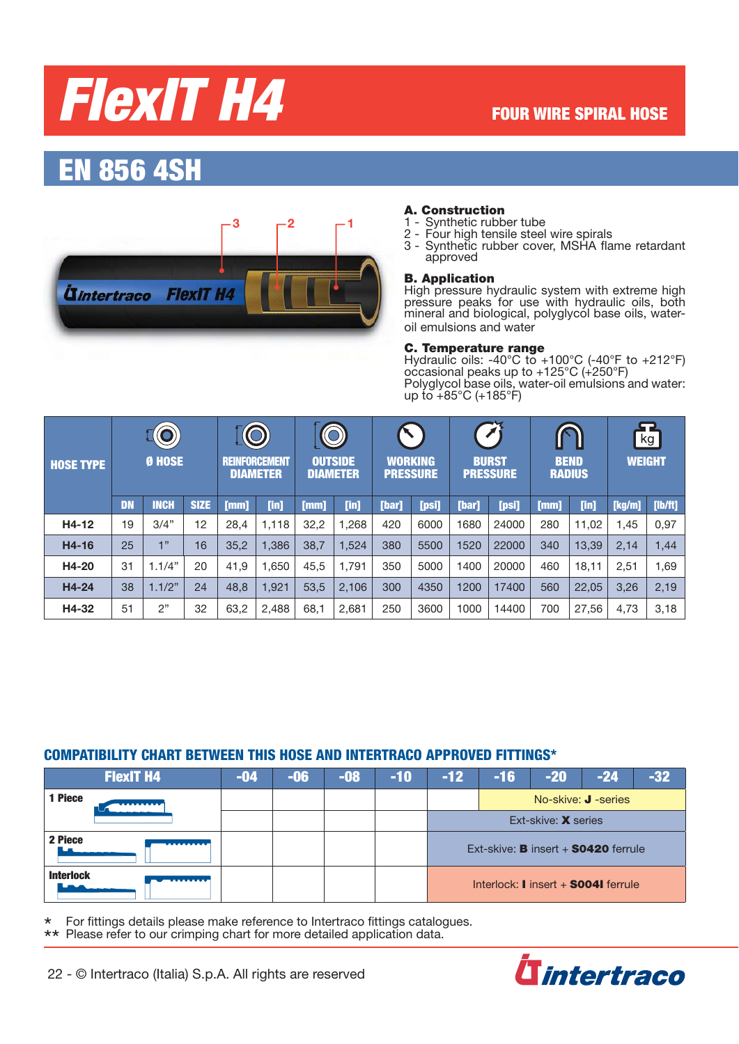# FlexIT H4

FOUR WIRE SPIRAL HOSE

## EN 856 4SH

**A. Construction**
1 - Synthetic rubber tube
2 - Four high tensile steel wire spirals
3 - Synthetic rubber cover, MSHA flame retardant approved

**B. Application**
High pressure hydraulic system with extreme high pressure peaks for use with hydraulic oils, both mineral and biological, polyglycol base oils, water-oil emulsions and water

**C. Temperature range**
Hydraulic oils: -40°C to +100°C (-40°F to +212°F) occasional peaks up to +125°C (+250°F)
Polyglycol base oils, water-oil emulsions and water: up to +85°C (+185°F)

| HOSE TYPE | Ø HOSE | | | REINFORCEMENT DIAMETER | | OUTSIDE DIAMETER | | WORKING PRESSURE | | BURST PRESSURE | | BEND RADIUS | | WEIGHT | |
|---|---|---|---|---|---|---|---|---|---|---|---|---|---|---|---|
| | DN | INCH | SIZE | [mm] | [in] | [mm] | [in] | [bar] | [psi] | [bar] | [psi] | [mm] | [in] | [kg/m] | [lb/ft] |
| H4-12 | 19 | 3/4" | 12 | 28,4 | 1,118 | 32,2 | 1,268 | 420 | 6000 | 1680 | 24000 | 280 | 11,02 | 1,45 | 0,97 |
| H4-16 | 25 | 1" | 16 | 35,2 | 1,386 | 38,7 | 1,524 | 380 | 5500 | 1520 | 22000 | 340 | 13,39 | 2,14 | 1,44 |
| H4-20 | 31 | 1.1/4" | 20 | 41,9 | 1,650 | 45,5 | 1,791 | 350 | 5000 | 1400 | 20000 | 460 | 18,11 | 2,51 | 1,69 |
| H4-24 | 38 | 1.1/2" | 24 | 48,8 | 1,921 | 53,5 | 2,106 | 300 | 4350 | 1200 | 17400 | 560 | 22,05 | 3,26 | 2,19 |
| H4-32 | 51 | 2" | 32 | 63,2 | 2,488 | 68,1 | 2,681 | 250 | 3600 | 1000 | 14400 | 700 | 27,56 | 4,73 | 3,18 |

### COMPATIBILITY CHART BETWEEN THIS HOSE AND INTERTRACO APPROVED FITTINGS*

| FlexIT H4 | -04 | -06 | -08 | -10 | -12 | -16 | -20 | -24 | -32 |
|---|---|---|---|---|---|---|---|---|---|
| 1 Piece | | | | | | No-skive: **J** -series | | | |
| | | | | | Ext-skive: **X** series | | | | |
| 2 Piece | | | | | Ext-skive: **B** insert + **S0420** ferrule | | | | |
| Interlock | | | | | Interlock: **I** insert + **S004I** ferrule | | | | |

\* For fittings details please make reference to Intertraco fittings catalogues.
\*\* Please refer to our crimping chart for more detailed application data.

22 - © Intertraco (Italia) S.p.A. All rights are reserved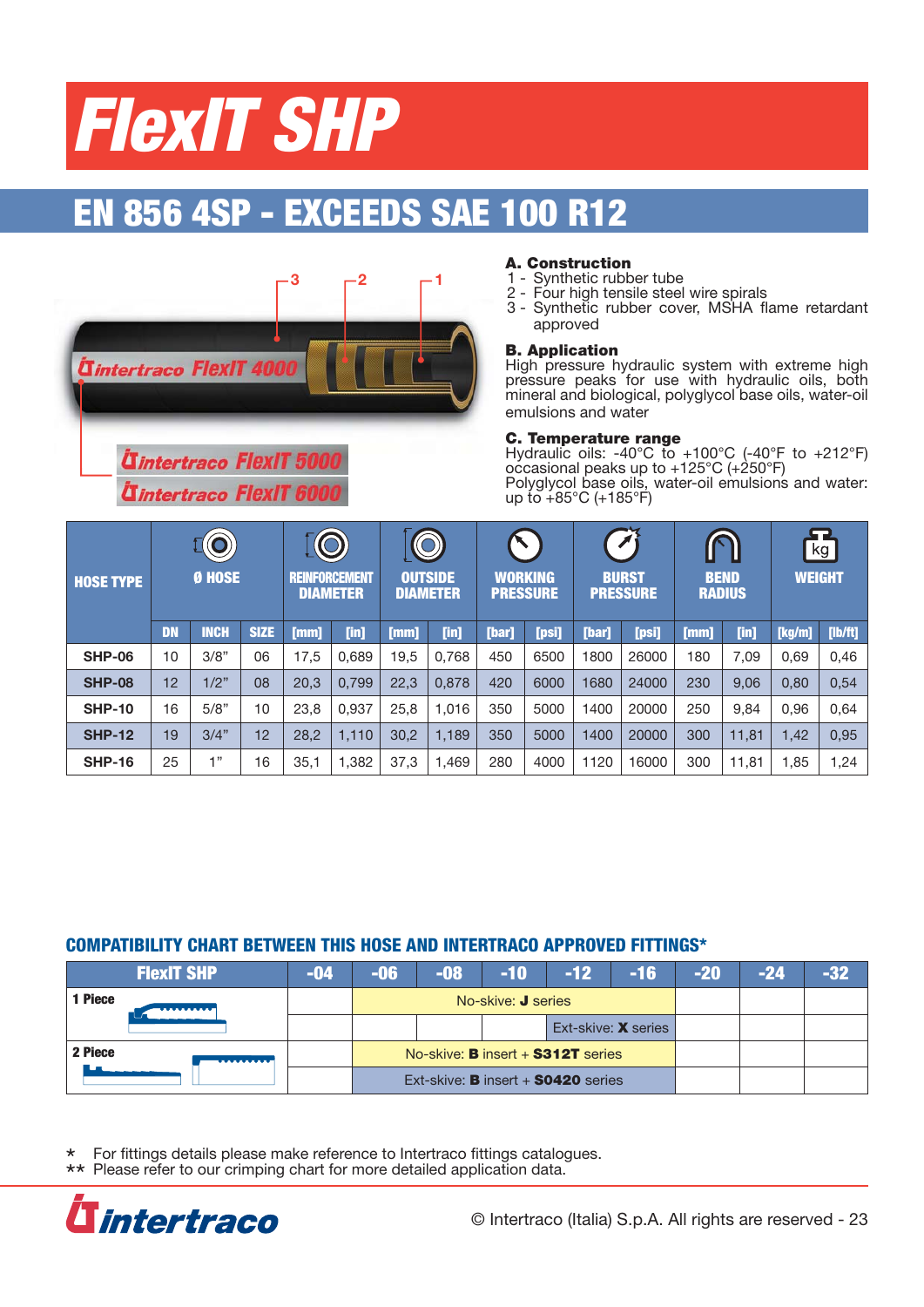# FlexIT SHP

## EN 856 4SP - EXCEEDS SAE 100 R12

**A. Construction**

1 - Synthetic rubber tube
2 - Four high tensile steel wire spirals
3 - Synthetic rubber cover, MSHA flame retardant approved

**B. Application**

High pressure hydraulic system with extreme high pressure peaks for use with hydraulic oils, both mineral and biological, polyglycol base oils, water-oil emulsions and water

**C. Temperature range**

Hydraulic oils: -40°C to +100°C (-40°F to +212°F) occasional peaks up to +125°C (+250°F)
Polyglycol base oils, water-oil emulsions and water: up to +85°C (+185°F)

| HOSE TYPE | Ø HOSE | | | REINFORCEMENT DIAMETER | | OUTSIDE DIAMETER | | WORKING PRESSURE | | BURST PRESSURE | | BEND RADIUS | | WEIGHT | |
|---|---|---|---|---|---|---|---|---|---|---|---|---|---|---|---|
| | DN | INCH | SIZE | [mm] | [in] | [mm] | [in] | [bar] | [psi] | [bar] | [psi] | [mm] | [in] | [kg/m] | [lb/ft] |
| SHP-06 | 10 | 3/8" | 06 | 17,5 | 0,689 | 19,5 | 0,768 | 450 | 6500 | 1800 | 26000 | 180 | 7,09 | 0,69 | 0,46 |
| SHP-08 | 12 | 1/2" | 08 | 20,3 | 0,799 | 22,3 | 0,878 | 420 | 6000 | 1680 | 24000 | 230 | 9,06 | 0,80 | 0,54 |
| SHP-10 | 16 | 5/8" | 10 | 23,8 | 0,937 | 25,8 | 1,016 | 350 | 5000 | 1400 | 20000 | 250 | 9,84 | 0,96 | 0,64 |
| SHP-12 | 19 | 3/4" | 12 | 28,2 | 1,110 | 30,2 | 1,189 | 350 | 5000 | 1400 | 20000 | 300 | 11,81 | 1,42 | 0,95 |
| SHP-16 | 25 | 1" | 16 | 35,1 | 1,382 | 37,3 | 1,469 | 280 | 4000 | 1120 | 16000 | 300 | 11,81 | 1,85 | 1,24 |

### COMPATIBILITY CHART BETWEEN THIS HOSE AND INTERTRACO APPROVED FITTINGS*

| FlexIT SHP | -04 | -06 | -08 | -10 | -12 | -16 | -20 | -24 | -32 |
|---|---|---|---|---|---|---|---|---|---|
| 1 Piece | | No-skive: **J** series | | | | | | | |
| | | | | | Ext-skive: **X** series | | | | |
| 2 Piece | | No-skive: **B** insert + **S312T** series | | | | | | | |
| | | Ext-skive: **B** insert + **S0420** series | | | | | | | |

\* For fittings details please make reference to Intertraco fittings catalogues.
\*\* Please refer to our crimping chart for more detailed application data.

© Intertraco (Italia) S.p.A. All rights are reserved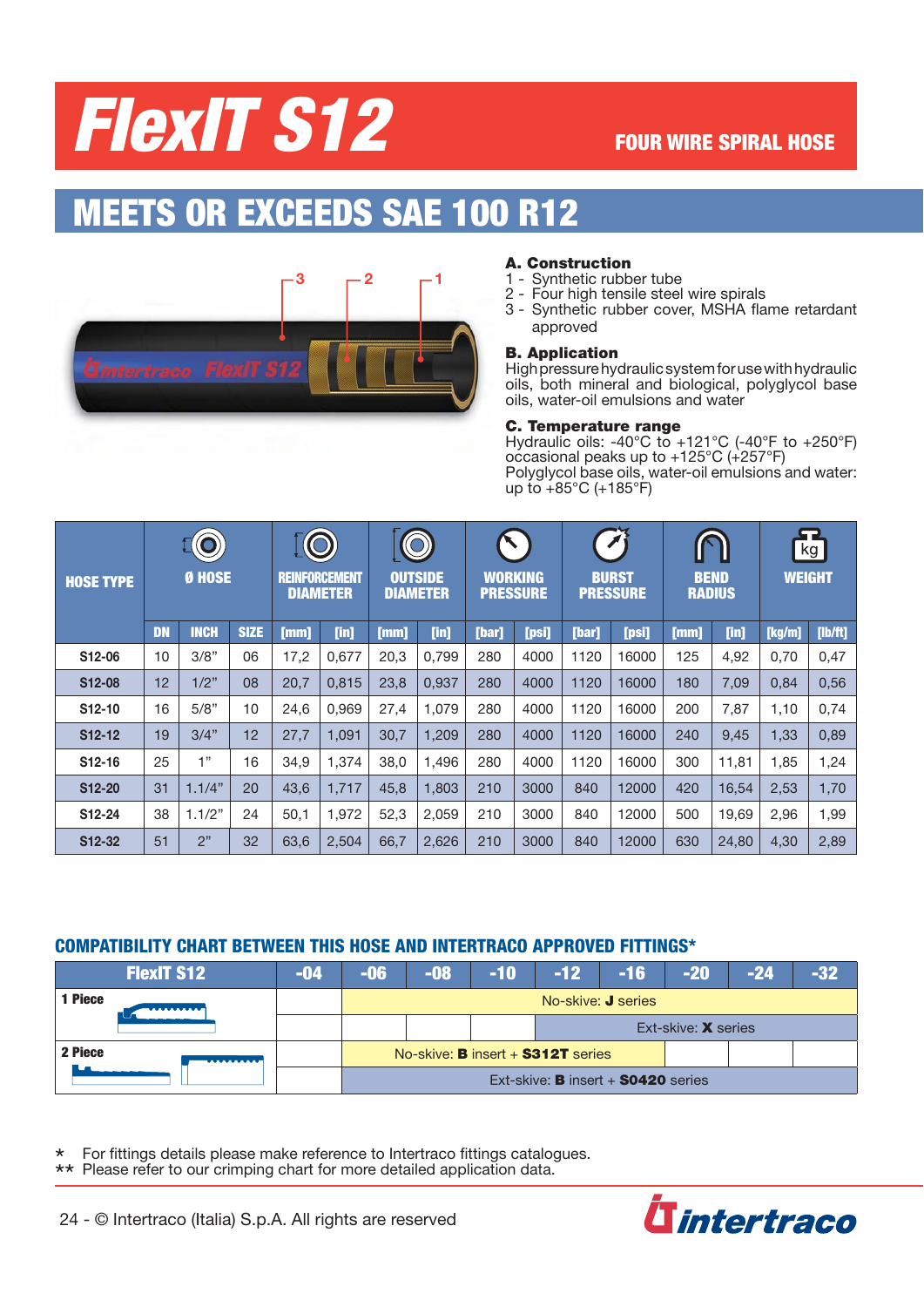# FlexIT S12

**FOUR WIRE SPIRAL HOSE**

## MEETS OR EXCEEDS SAE 100 R12

**A. Construction**
1 - Synthetic rubber tube
2 - Four high tensile steel wire spirals
3 - Synthetic rubber cover, MSHA flame retardant approved

**B. Application**
High pressure hydraulic system for use with hydraulic oils, both mineral and biological, polyglycol base oils, water-oil emulsions and water

**C. Temperature range**
Hydraulic oils: -40°C to +121°C (-40°F to +250°F)
occasional peaks up to +125°C (+257°F)
Polyglycol base oils, water-oil emulsions and water: up to +85°C (+185°F)

| HOSE TYPE | Ø HOSE | | | REINFORCEMENT DIAMETER | | OUTSIDE DIAMETER | | WORKING PRESSURE | | BURST PRESSURE | | BEND RADIUS | | WEIGHT | |
|---|---|---|---|---|---|---|---|---|---|---|---|---|---|---|---|
| | DN | INCH | SIZE | [mm] | [in] | [mm] | [in] | [bar] | [psi] | [bar] | [psi] | [mm] | [in] | [kg/m] | [lb/ft] |
| S12-06 | 10 | 3/8" | 06 | 17,2 | 0,677 | 20,3 | 0,799 | 280 | 4000 | 1120 | 16000 | 125 | 4,92 | 0,70 | 0,47 |
| S12-08 | 12 | 1/2" | 08 | 20,7 | 0,815 | 23,8 | 0,937 | 280 | 4000 | 1120 | 16000 | 180 | 7,09 | 0,84 | 0,56 |
| S12-10 | 16 | 5/8" | 10 | 24,6 | 0,969 | 27,4 | 1,079 | 280 | 4000 | 1120 | 16000 | 200 | 7,87 | 1,10 | 0,74 |
| S12-12 | 19 | 3/4" | 12 | 27,7 | 1,091 | 30,7 | 1,209 | 280 | 4000 | 1120 | 16000 | 240 | 9,45 | 1,33 | 0,89 |
| S12-16 | 25 | 1" | 16 | 34,9 | 1,374 | 38,0 | 1,496 | 280 | 4000 | 1120 | 16000 | 300 | 11,81 | 1,85 | 1,24 |
| S12-20 | 31 | 1.1/4" | 20 | 43,6 | 1,717 | 45,8 | 1,803 | 210 | 3000 | 840 | 12000 | 420 | 16,54 | 2,53 | 1,70 |
| S12-24 | 38 | 1.1/2" | 24 | 50,1 | 1,972 | 52,3 | 2,059 | 210 | 3000 | 840 | 12000 | 500 | 19,69 | 2,96 | 1,99 |
| S12-32 | 51 | 2" | 32 | 63,6 | 2,504 | 66,7 | 2,626 | 210 | 3000 | 840 | 12000 | 630 | 24,80 | 4,30 | 2,89 |

### COMPATIBILITY CHART BETWEEN THIS HOSE AND INTERTRACO APPROVED FITTINGS*

| FlexIT S12 | -04 | -06 | -08 | -10 | -12 | -16 | -20 | -24 | -32 |
|---|---|---|---|---|---|---|---|---|---|
| 1 Piece | | No-skive: **J** series | | | | | | | |
| | | | | | Ext-skive: **X** series | | | | |
| 2 Piece | | No-skive: **B** insert + **S312T** series | | | | | | | |
| | | Ext-skive: **B** insert + **S0420** series | | | | | | | |

\* For fittings details please make reference to Intertraco fittings catalogues.
\*\* Please refer to our crimping chart for more detailed application data.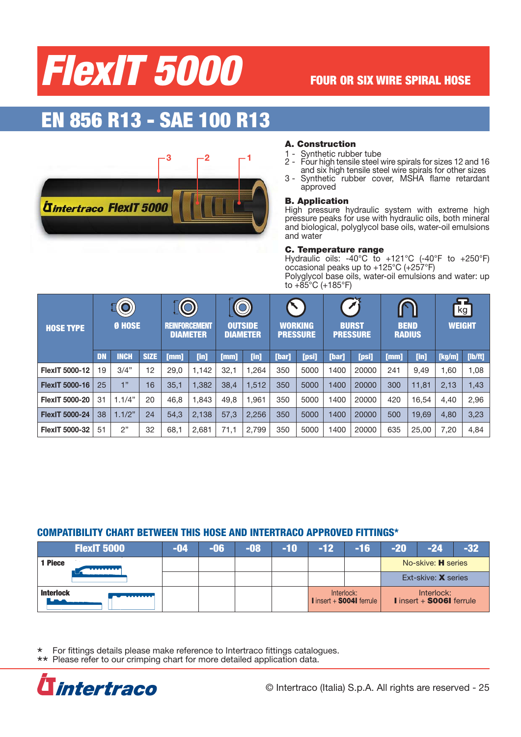# FlexIT 5000

**FOUR OR SIX WIRE SPIRAL HOSE**

## EN 856 R13 - SAE 100 R13

### A. Construction

1 - Synthetic rubber tube
2 - Four high tensile steel wire spirals for sizes 12 and 16 and six high tensile steel wire spirals for other sizes
3 - Synthetic rubber cover, MSHA flame retardant approved

### B. Application

High pressure hydraulic system with extreme high pressure peaks for use with hydraulic oils, both mineral and biological, polyglycol base oils, water-oil emulsions and water

### C. Temperature range

Hydraulic oils: -40°C to +121°C (-40°F to +250°F) occasional peaks up to +125°C (+257°F)
Polyglycol base oils, water-oil emulsions and water: up to +85°C (+185°F)

| HOSE TYPE | Ø HOSE | | | REINFORCEMENT DIAMETER | | OUTSIDE DIAMETER | | WORKING PRESSURE | | BURST PRESSURE | | BEND RADIUS | | WEIGHT | |
|---|---|---|---|---|---|---|---|---|---|---|---|---|---|---|---|
| | DN | INCH | SIZE | [mm] | [in] | [mm] | [in] | [bar] | [psi] | [bar] | [psi] | [mm] | [in] | [kg/m] | [lb/ft] |
| FlexIT 5000-12 | 19 | 3/4" | 12 | 29,0 | 1,142 | 32,1 | 1,264 | 350 | 5000 | 1400 | 20000 | 241 | 9,49 | 1,60 | 1,08 |
| FlexIT 5000-16 | 25 | 1" | 16 | 35,1 | 1,382 | 38,4 | 1,512 | 350 | 5000 | 1400 | 20000 | 300 | 11,81 | 2,13 | 1,43 |
| FlexIT 5000-20 | 31 | 1.1/4" | 20 | 46,8 | 1,843 | 49,8 | 1,961 | 350 | 5000 | 1400 | 20000 | 420 | 16,54 | 4,40 | 2,96 |
| FlexIT 5000-24 | 38 | 1.1/2" | 24 | 54,3 | 2,138 | 57,3 | 2,256 | 350 | 5000 | 1400 | 20000 | 500 | 19,69 | 4,80 | 3,23 |
| FlexIT 5000-32 | 51 | 2" | 32 | 68,1 | 2,681 | 71,1 | 2,799 | 350 | 5000 | 1400 | 20000 | 635 | 25,00 | 7,20 | 4,84 |

### COMPATIBILITY CHART BETWEEN THIS HOSE AND INTERTRACO APPROVED FITTINGS*

| FlexIT 5000 | -04 | -06 | -08 | -10 | -12 | -16 | -20 | -24 | -32 |
|---|---|---|---|---|---|---|---|---|---|
| 1 Piece | | | | | | | No-skive: **H** series | | |
| | | | | | | | Ext-skive: **X** series | | |
| Interlock | | | | | Interlock: **I** insert + **S004I** ferrule | | Interlock: **I** insert + **S006I** ferrule | | |

\* For fittings details please make reference to Intertraco fittings catalogues.
\*\* Please refer to our crimping chart for more detailed application data.

© Intertraco (Italia) S.p.A. All rights are reserved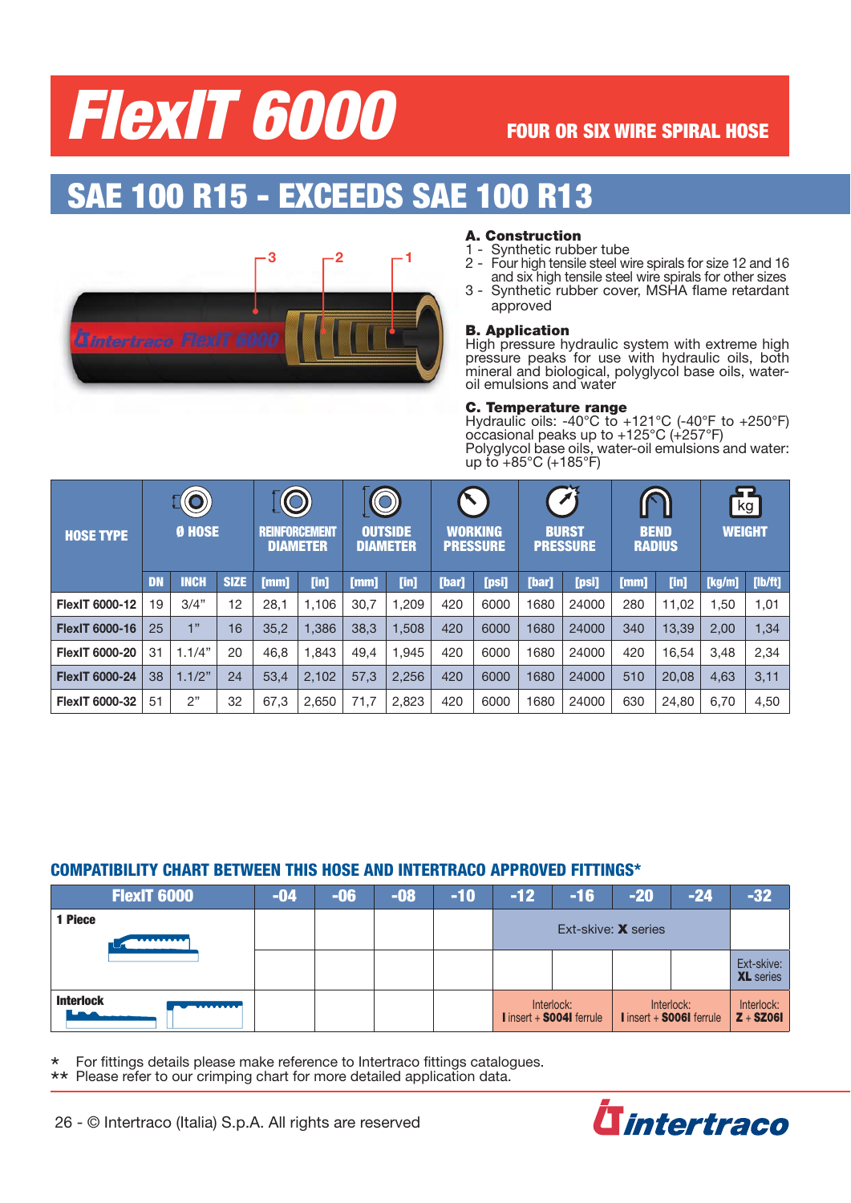# FlexIT 6000

FOUR OR SIX WIRE SPIRAL HOSE

## SAE 100 R15 - EXCEEDS SAE 100 R13

### A. Construction

1 - Synthetic rubber tube
2 - Four high tensile steel wire spirals for size 12 and 16 and six high tensile steel wire spirals for other sizes
3 - Synthetic rubber cover, MSHA flame retardant approved

### B. Application

High pressure hydraulic system with extreme high pressure peaks for use with hydraulic oils, both mineral and biological, polyglycol base oils, water-oil emulsions and water

### C. Temperature range

Hydraulic oils: -40°C to +121°C (-40°F to +250°F) occasional peaks up to +125°C (+257°F)
Polyglycol base oils, water-oil emulsions and water: up to +85°C (+185°F)

| HOSE TYPE | Ø HOSE | | | REINFORCEMENT DIAMETER | | OUTSIDE DIAMETER | | WORKING PRESSURE | | BURST PRESSURE | | BEND RADIUS | | WEIGHT | |
|---|---|---|---|---|---|---|---|---|---|---|---|---|---|---|---|
| | DN | INCH | SIZE | [mm] | [in] | [mm] | [in] | [bar] | [psi] | [bar] | [psi] | [mm] | [in] | [kg/m] | [lb/ft] |
| FlexIT 6000-12 | 19 | 3/4" | 12 | 28,1 | 1,106 | 30,7 | 1,209 | 420 | 6000 | 1680 | 24000 | 280 | 11,02 | 1,50 | 1,01 |
| FlexIT 6000-16 | 25 | 1" | 16 | 35,2 | 1,386 | 38,3 | 1,508 | 420 | 6000 | 1680 | 24000 | 340 | 13,39 | 2,00 | 1,34 |
| FlexIT 6000-20 | 31 | 1.1/4" | 20 | 46,8 | 1,843 | 49,4 | 1,945 | 420 | 6000 | 1680 | 24000 | 420 | 16,54 | 3,48 | 2,34 |
| FlexIT 6000-24 | 38 | 1.1/2" | 24 | 53,4 | 2,102 | 57,3 | 2,256 | 420 | 6000 | 1680 | 24000 | 510 | 20,08 | 4,63 | 3,11 |
| FlexIT 6000-32 | 51 | 2" | 32 | 67,3 | 2,650 | 71,7 | 2,823 | 420 | 6000 | 1680 | 24000 | 630 | 24,80 | 6,70 | 4,50 |

### COMPATIBILITY CHART BETWEEN THIS HOSE AND INTERTRACO APPROVED FITTINGS*

| FlexIT 6000 | -04 | -06 | -08 | -10 | -12 | -16 | -20 | -24 | -32 |
|---|---|---|---|---|---|---|---|---|---|
| 1 Piece | | | | | Ext-skive: **X** series | | | | |
| | | | | | | | | | Ext-skive: **XL** series |
| Interlock | | | | | Interlock: **I** insert + **S004I** ferrule | | Interlock: **I** insert + **S006I** ferrule | | Interlock: **Z** + **SZ06I** |

\* For fittings details please make reference to Intertraco fittings catalogues.
\*\* Please refer to our crimping chart for more detailed application data.

26 - © Intertraco (Italia) S.p.A. All rights are reserved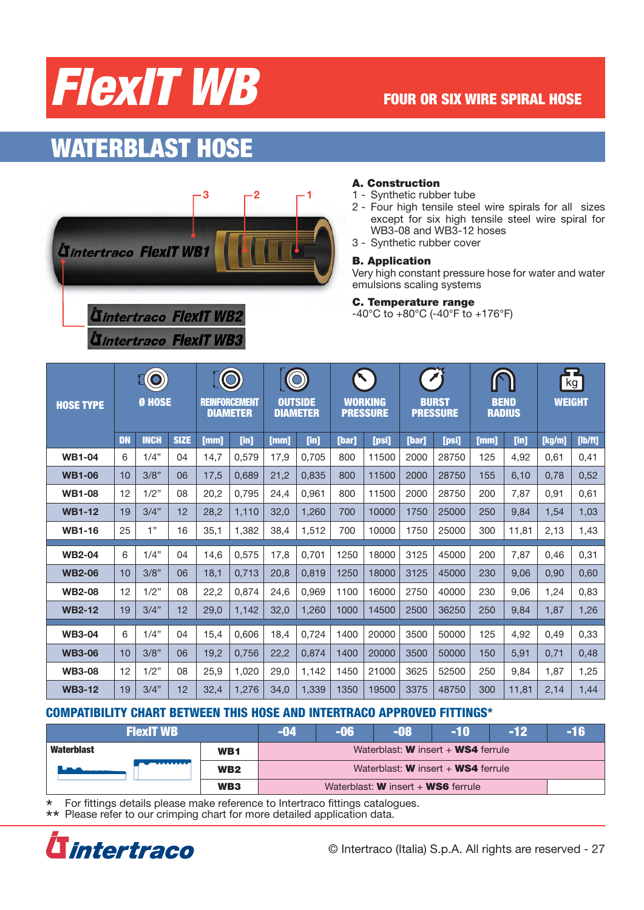# FlexIT WB

FOUR OR SIX WIRE SPIRAL HOSE

## WATERBLAST HOSE

### A. Construction

1 - Synthetic rubber tube
2 - Four high tensile steel wire spirals for all sizes except for six high tensile steel wire spiral for WB3-08 and WB3-12 hoses
3 - Synthetic rubber cover

### B. Application

Very high constant pressure hose for water and water emulsions scaling systems

### C. Temperature range

-40°C to +80°C (-40°F to +176°F)

| HOSE TYPE | Ø HOSE | | | REINFORCEMENT DIAMETER | | OUTSIDE DIAMETER | | WORKING PRESSURE | | BURST PRESSURE | | BEND RADIUS | | WEIGHT | |
|---|---|---|---|---|---|---|---|---|---|---|---|---|---|---|---|
| | DN | INCH | SIZE | [mm] | [in] | [mm] | [in] | [bar] | [psi] | [bar] | [psi] | [mm] | [in] | [kg/m] | [lb/ft] |
| WB1-04 | 6 | 1/4" | 04 | 14,7 | 0,579 | 17,9 | 0,705 | 800 | 11500 | 2000 | 28750 | 125 | 4,92 | 0,61 | 0,41 |
| WB1-06 | 10 | 3/8" | 06 | 17,5 | 0,689 | 21,2 | 0,835 | 800 | 11500 | 2000 | 28750 | 155 | 6,10 | 0,78 | 0,52 |
| WB1-08 | 12 | 1/2" | 08 | 20,2 | 0,795 | 24,4 | 0,961 | 800 | 11500 | 2000 | 28750 | 200 | 7,87 | 0,91 | 0,61 |
| WB1-12 | 19 | 3/4" | 12 | 28,2 | 1,110 | 32,0 | 1,260 | 700 | 10000 | 1750 | 25000 | 250 | 9,84 | 1,54 | 1,03 |
| WB1-16 | 25 | 1" | 16 | 35,1 | 1,382 | 38,4 | 1,512 | 700 | 10000 | 1750 | 25000 | 300 | 11,81 | 2,13 | 1,43 |
| WB2-04 | 6 | 1/4" | 04 | 14,6 | 0,575 | 17,8 | 0,701 | 1250 | 18000 | 3125 | 45000 | 200 | 7,87 | 0,46 | 0,31 |
| WB2-06 | 10 | 3/8" | 06 | 18,1 | 0,713 | 20,8 | 0,819 | 1250 | 18000 | 3125 | 45000 | 230 | 9,06 | 0,90 | 0,60 |
| WB2-08 | 12 | 1/2" | 08 | 22,2 | 0,874 | 24,6 | 0,969 | 1100 | 16000 | 2750 | 40000 | 230 | 9,06 | 1,24 | 0,83 |
| WB2-12 | 19 | 3/4" | 12 | 29,0 | 1,142 | 32,0 | 1,260 | 1000 | 14500 | 2500 | 36250 | 250 | 9,84 | 1,87 | 1,26 |
| WB3-04 | 6 | 1/4" | 04 | 15,4 | 0,606 | 18,4 | 0,724 | 1400 | 20000 | 3500 | 50000 | 125 | 4,92 | 0,49 | 0,33 |
| WB3-06 | 10 | 3/8" | 06 | 19,2 | 0,756 | 22,2 | 0,874 | 1400 | 20000 | 3500 | 50000 | 150 | 5,91 | 0,71 | 0,48 |
| WB3-08 | 12 | 1/2" | 08 | 25,9 | 1,020 | 29,0 | 1,142 | 1450 | 21000 | 3625 | 52500 | 250 | 9,84 | 1,87 | 1,25 |
| WB3-12 | 19 | 3/4" | 12 | 32,4 | 1,276 | 34,0 | 1,339 | 1350 | 19500 | 3375 | 48750 | 300 | 11,81 | 2,14 | 1,44 |

### COMPATIBILITY CHART BETWEEN THIS HOSE AND INTERTRACO APPROVED FITTINGS*

| FlexIT WB | | -04 | -06 | -08 | -10 | -12 | -16 |
|---|---|---|---|---|---|---|---|
| Waterblast | WB1 | Waterblast: **W** insert + **WS4** ferrule | | | | | |
| | WB2 | Waterblast: **W** insert + **WS4** ferrule | | | | | |
| | WB3 | Waterblast: **W** insert + **WS6** ferrule | | | | | |

\* For fittings details please make reference to Intertraco fittings catalogues.
\*\* Please refer to our crimping chart for more detailed application data.

© Intertraco (Italia) S.p.A. All rights are reserved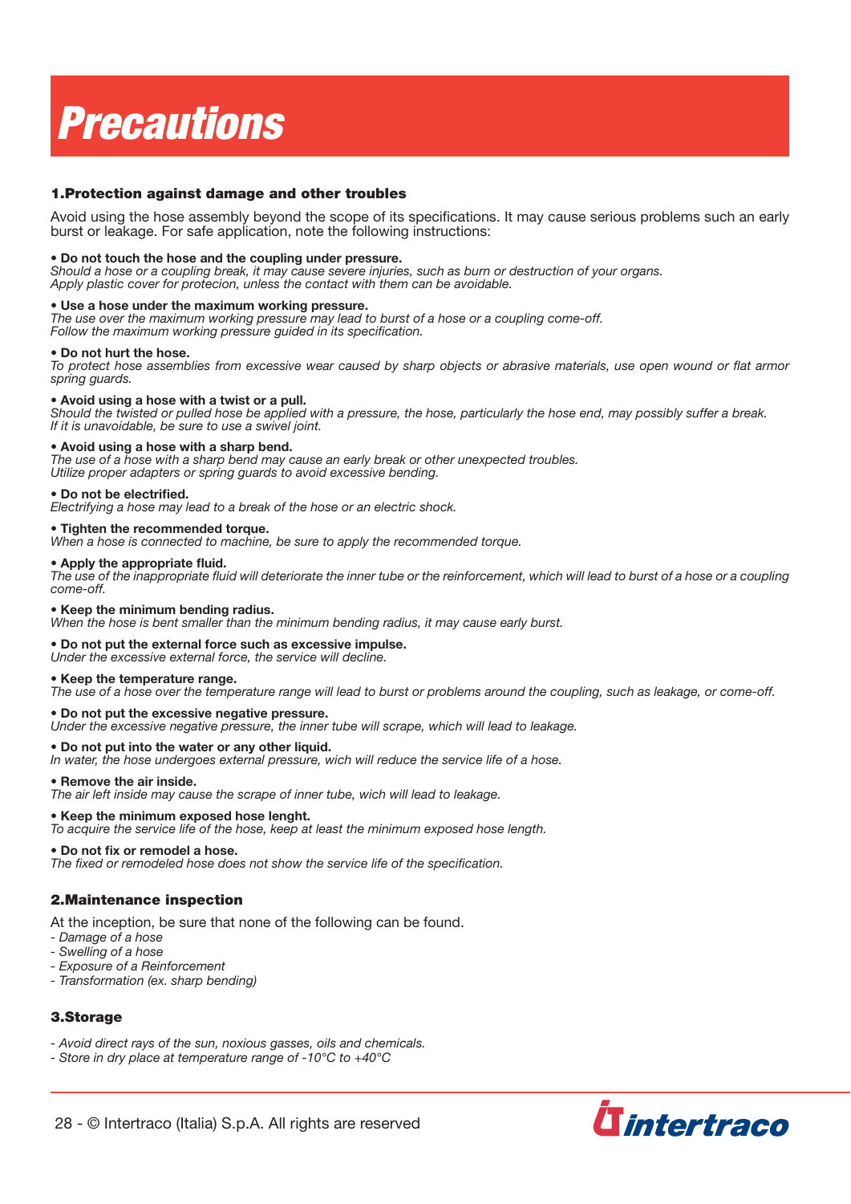# Precautions

### 1.Protection against damage and other troubles

Avoid using the hose assembly beyond the scope of its specifications. It may cause serious problems such an early burst or leakage. For safe application, note the following instructions:

**• Do not touch the hose and the coupling under pressure.**
*Should a hose or a coupling break, it may cause severe injuries, such as burn or destruction of your organs.*
*Apply plastic cover for protecion, unless the contact with them can be avoidable.*

**• Use a hose under the maximum working pressure.**
*The use over the maximum working pressure may lead to burst of a hose or a coupling come-off.*
*Follow the maximum working pressure guided in its specification.*

**• Do not hurt the hose.**
*To protect hose assemblies from excessive wear caused by sharp objects or abrasive materials, use open wound or flat armor spring guards.*

**• Avoid using a hose with a twist or a pull.**
*Should the twisted or pulled hose be applied with a pressure, the hose, particularly the hose end, may possibly suffer a break.*
*If it is unavoidable, be sure to use a swivel joint.*

**• Avoid using a hose with a sharp bend.**
*The use of a hose with a sharp bend may cause an early break or other unexpected troubles.*
*Utilize proper adapters or spring guards to avoid excessive bending.*

**• Do not be electrified.**
*Electrifying a hose may lead to a break of the hose or an electric shock.*

**• Tighten the recommended torque.**
*When a hose is connected to machine, be sure to apply the recommended torque.*

**• Apply the appropriate fluid.**
*The use of the inappropriate fluid will deteriorate the inner tube or the reinforcement, which will lead to burst of a hose or a coupling come-off.*

**• Keep the minimum bending radius.**
*When the hose is bent smaller than the minimum bending radius, it may cause early burst.*

**• Do not put the external force such as excessive impulse.**
*Under the excessive external force, the service will decline.*

**• Keep the temperature range.**
*The use of a hose over the temperature range will lead to burst or problems around the coupling, such as leakage, or come-off.*

**• Do not put the excessive negative pressure.**
*Under the excessive negative pressure, the inner tube will scrape, which will lead to leakage.*

**• Do not put into the water or any other liquid.**
*In water, the hose undergoes external pressure, wich will reduce the service life of a hose.*

**• Remove the air inside.**
*The air left inside may cause the scrape of inner tube, wich will lead to leakage.*

**• Keep the minimum exposed hose lenght.**
*To acquire the service life of the hose, keep at least the minimum exposed hose length.*

**• Do not fix or remodel a hose.**
*The fixed or remodeled hose does not show the service life of the specification.*

### 2.Maintenance inspection

At the inception, be sure that none of the following can be found.

- *Damage of a hose*
- *Swelling of a hose*
- *Exposure of a Reinforcement*
- *Transformation (ex. sharp bending)*

### 3.Storage

- *Avoid direct rays of the sun, noxious gasses, oils and chemicals.*
- *Store in dry place at temperature range of -10°C to +40°C*

28 - © Intertraco (Italia) S.p.A. All rights are reserved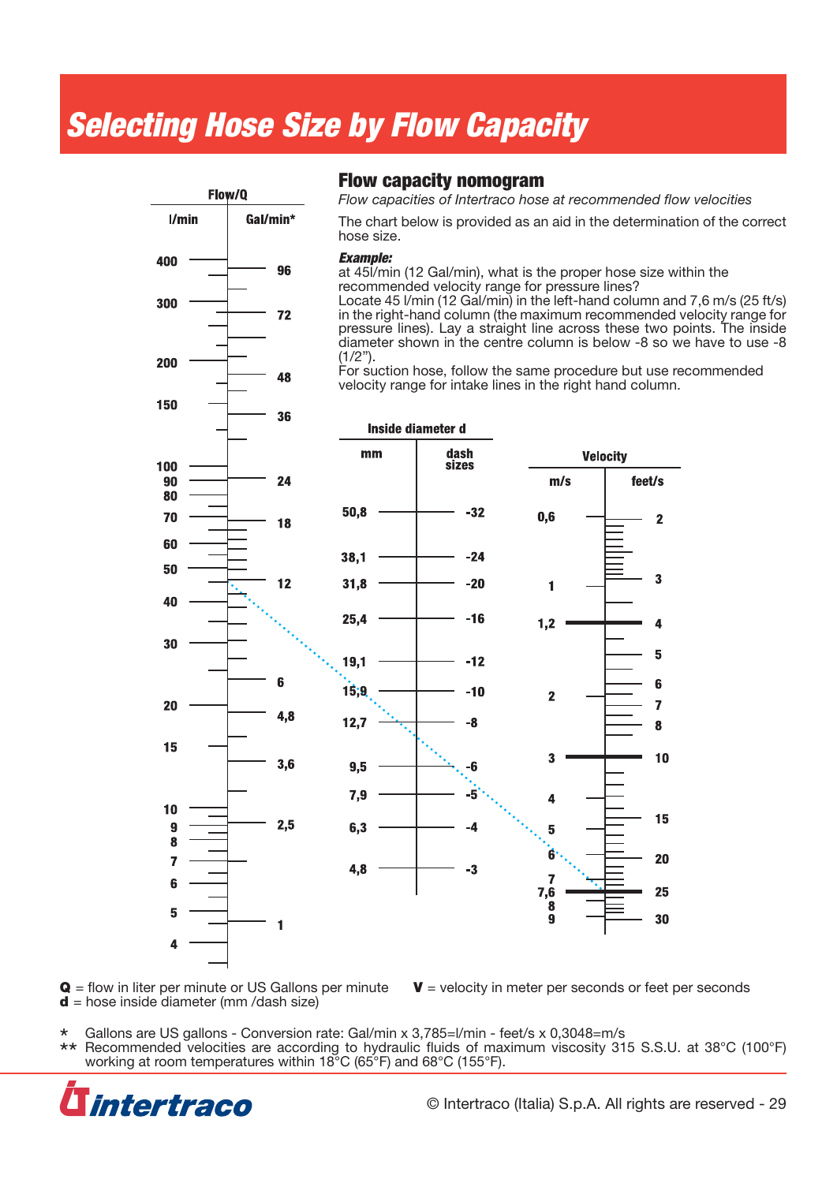# Selecting Hose Size by Flow Capacity

## Flow capacity nomogram

*Flow capacities of Intertraco hose at recommended flow velocities*

The chart below is provided as an aid in the determination of the correct hose size.

***Example:***
at 45l/min (12 Gal/min), what is the proper hose size within the recommended velocity range for pressure lines?
Locate 45 l/min (12 Gal/min) in the left-hand column and 7,6 m/s (25 ft/s) in the right-hand column (the maximum recommended velocity range for pressure lines). Lay a straight line across these two points. The inside diameter shown in the centre column is below -8 so we have to use -8 (1/2").
For suction hose, follow the same procedure but use recommended velocity range for intake lines in the right hand column.

**Flow/Q**

| l/min | Gal/min* |
|---|---|
| 400 | 96 |
| 300 | 72 |
| 200 | 48 |
| 150 | 36 |
| 100 | 24 |
| 90 | |
| 80 | |
| 70 | 18 |
| 60 | |
| 50 | 12 |
| 40 | |
| 30 | |
| 20 | 6 |
| | 4,8 |
| 15 | 3,6 |
| 10 | 2,5 |
| 9 | |
| 8 | |
| 7 | |
| 6 | |
| 5 | 1 |
| 4 | |

**Inside diameter d**

| mm | dash sizes |
|---|---|
| 50,8 | -32 |
| 38,1 | -24 |
| 31,8 | -20 |
| 25,4 | -16 |
| 19,1 | -12 |
| 15,9 | -10 |
| 12,7 | -8 |
| 9,5 | -6 |
| 7,9 | -5 |
| 6,3 | -4 |
| 4,8 | -3 |

**Velocity**

| m/s | feet/s |
|---|---|
| 0,6 | 2 |
| 1 | 3 |
| 1,2 | 4 |
| | 5 |
| 2 | 6 |
| | 7 |
| | 8 |
| 3 | 10 |
| 4 | 15 |
| 5 | |
| 6 | 20 |
| 7 | |
| 7,6 | 25 |
| 8 | |
| 9 | 30 |

**Q** = flow in liter per minute or US Gallons per minute
**d** = hose inside diameter (mm /dash size)
**V** = velocity in meter per seconds or feet per seconds

\* Gallons are US gallons - Conversion rate: Gal/min x 3,785=l/min - feet/s x 0,3048=m/s

\*\* Recommended velocities are according to hydraulic fluids of maximum viscosity 315 S.S.U. at 38°C (100°F) working at room temperatures within 18°C (65°F) and 68°C (155°F).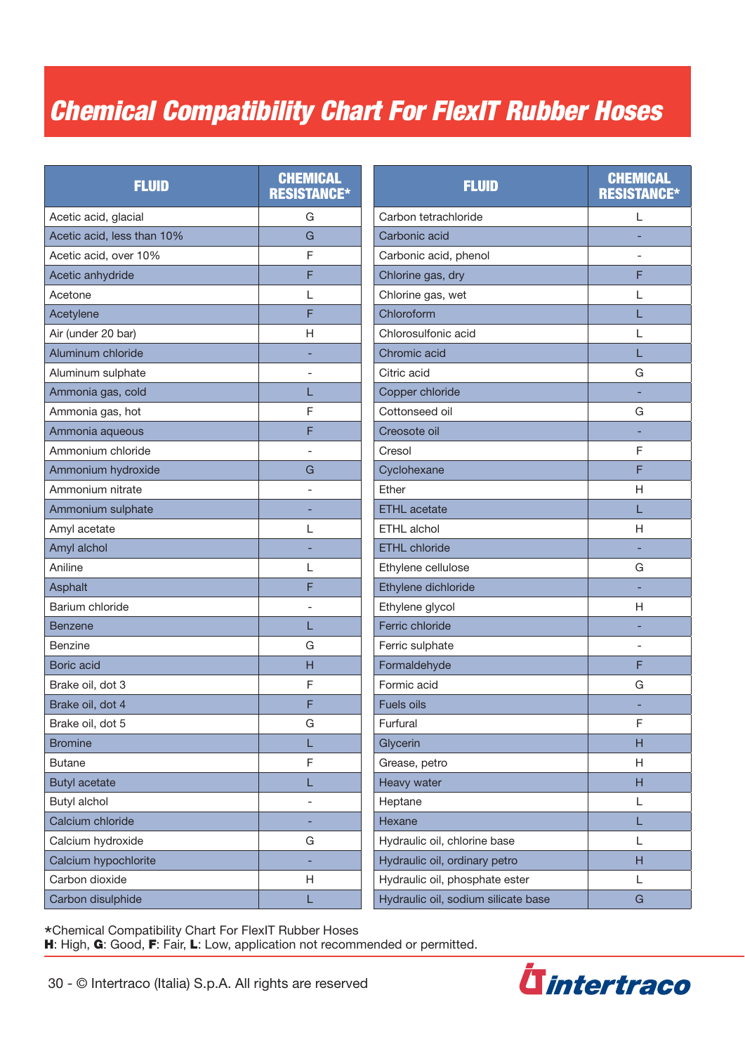# Chemical Compatibility Chart For FlexIT Rubber Hoses

| FLUID | CHEMICAL RESISTANCE* |
|---|---|
| Acetic acid, glacial | G |
| Acetic acid, less than 10% | G |
| Acetic acid, over 10% | F |
| Acetic anhydride | F |
| Acetone | L |
| Acetylene | F |
| Air (under 20 bar) | H |
| Aluminum chloride | - |
| Aluminum sulphate | - |
| Ammonia gas, cold | L |
| Ammonia gas, hot | F |
| Ammonia aqueous | F |
| Ammonium chloride | - |
| Ammonium hydroxide | G |
| Ammonium nitrate | - |
| Ammonium sulphate | - |
| Amyl acetate | L |
| Amyl alchol | - |
| Aniline | L |
| Asphalt | F |
| Barium chloride | - |
| Benzene | L |
| Benzine | G |
| Boric acid | H |
| Brake oil, dot 3 | F |
| Brake oil, dot 4 | F |
| Brake oil, dot 5 | G |
| Bromine | L |
| Butane | F |
| Butyl acetate | L |
| Butyl alchol | - |
| Calcium chloride | - |
| Calcium hydroxide | G |
| Calcium hypochlorite | - |
| Carbon dioxide | H |
| Carbon disulphide | L |
| Carbon tetrachloride | L |
| Carbonic acid | - |
| Carbonic acid, phenol | - |
| Chlorine gas, dry | F |
| Chlorine gas, wet | L |
| Chloroform | L |
| Chlorosulfonic acid | L |
| Chromic acid | L |
| Citric acid | G |
| Copper chloride | - |
| Cottonseed oil | G |
| Creosote oil | - |
| Cresol | F |
| Cyclohexane | F |
| Ether | H |
| ETHL acetate | L |
| ETHL alchol | H |
| ETHL chloride | - |
| Ethylene cellulose | G |
| Ethylene dichloride | - |
| Ethylene glycol | H |
| Ferric chloride | - |
| Ferric sulphate | - |
| Formaldehyde | F |
| Formic acid | G |
| Fuels oils | - |
| Furfural | F |
| Glycerin | H |
| Grease, petro | H |
| Heavy water | H |
| Heptane | L |
| Hexane | L |
| Hydraulic oil, chlorine base | L |
| Hydraulic oil, ordinary petro | H |
| Hydraulic oil, phosphate ester | L |
| Hydraulic oil, sodium silicate base | G |

*Chemical Compatibility Chart For FlexIT Rubber Hoses
**H**: High, **G**: Good, **F**: Fair, **L**: Low, application not recommended or permitted.

30 - © Intertraco (Italia) S.p.A. All rights are reserved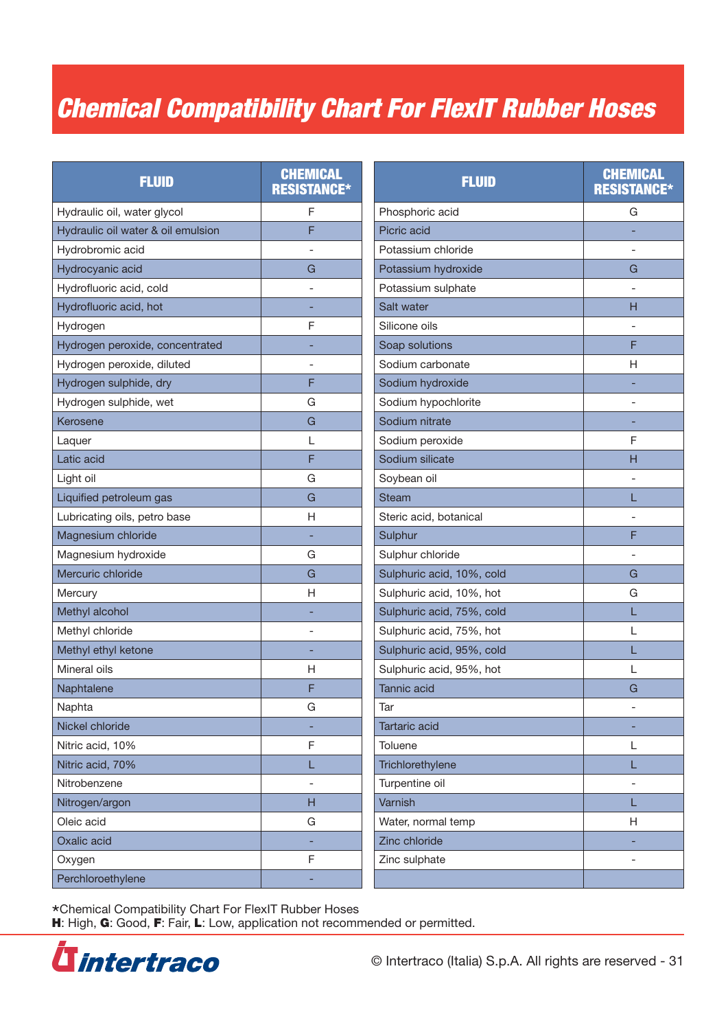# Chemical Compatibility Chart For FlexIT Rubber Hoses

| FLUID | CHEMICAL RESISTANCE* |
|---|---|
| Hydraulic oil, water glycol | F |
| Hydraulic oil water & oil emulsion | F |
| Hydrobromic acid | - |
| Hydrocyanic acid | G |
| Hydrofluoric acid, cold | - |
| Hydrofluoric acid, hot | - |
| Hydrogen | F |
| Hydrogen peroxide, concentrated | - |
| Hydrogen peroxide, diluted | - |
| Hydrogen sulphide, dry | F |
| Hydrogen sulphide, wet | G |
| Kerosene | G |
| Laquer | L |
| Latic acid | F |
| Light oil | G |
| Liquified petroleum gas | G |
| Lubricating oils, petro base | H |
| Magnesium chloride | - |
| Magnesium hydroxide | G |
| Mercuric chloride | G |
| Mercury | H |
| Methyl alcohol | - |
| Methyl chloride | - |
| Methyl ethyl ketone | - |
| Mineral oils | H |
| Naphtalene | F |
| Naphta | G |
| Nickel chloride | - |
| Nitric acid, 10% | F |
| Nitric acid, 70% | L |
| Nitrobenzene | - |
| Nitrogen/argon | H |
| Oleic acid | G |
| Oxalic acid | - |
| Oxygen | F |
| Perchloroethylene | - |

| FLUID | CHEMICAL RESISTANCE* |
|---|---|
| Phosphoric acid | G |
| Picric acid | - |
| Potassium chloride | - |
| Potassium hydroxide | G |
| Potassium sulphate | - |
| Salt water | H |
| Silicone oils | - |
| Soap solutions | F |
| Sodium carbonate | H |
| Sodium hydroxide | - |
| Sodium hypochlorite | - |
| Sodium nitrate | - |
| Sodium peroxide | F |
| Sodium silicate | H |
| Soybean oil | - |
| Steam | L |
| Steric acid, botanical | - |
| Sulphur | F |
| Sulphur chloride | - |
| Sulphuric acid, 10%, cold | G |
| Sulphuric acid, 10%, hot | G |
| Sulphuric acid, 75%, cold | L |
| Sulphuric acid, 75%, hot | L |
| Sulphuric acid, 95%, cold | L |
| Sulphuric acid, 95%, hot | L |
| Tannic acid | G |
| Tar | - |
| Tartaric acid | - |
| Toluene | L |
| Trichlorethylene | L |
| Turpentine oil | - |
| Varnish | L |
| Water, normal temp | H |
| Zinc chloride | - |
| Zinc sulphate | - |

*Chemical Compatibility Chart For FlexIT Rubber Hoses
**H**: High, **G**: Good, **F**: Fair, **L**: Low, application not recommended or permitted.

© Intertraco (Italia) S.p.A. All rights are reserved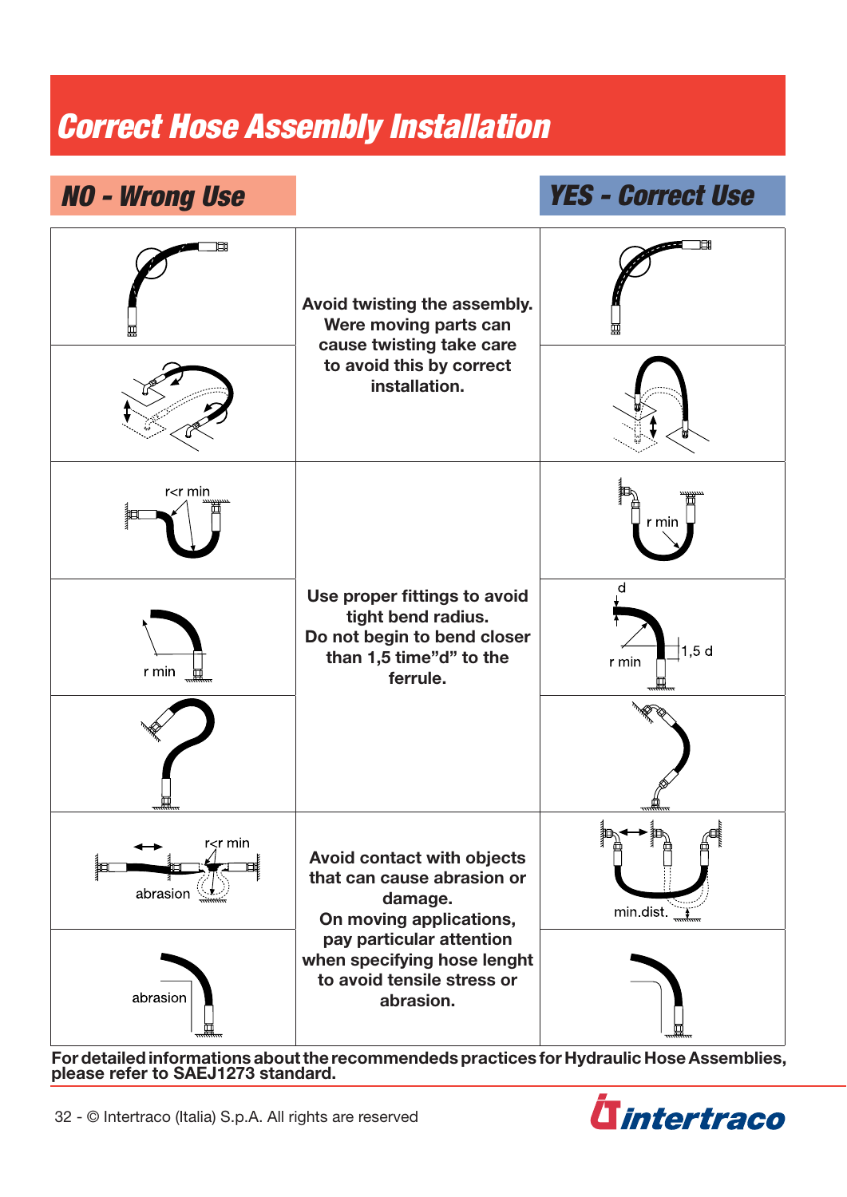# Correct Hose Assembly Installation

## NO - Wrong Use

## YES - Correct Use

Avoid twisting the assembly. Were moving parts can cause twisting take care to avoid this by correct installation.

r<r min

r min

r min

d

1,5 d

r min

Use proper fittings to avoid tight bend radius. Do not begin to bend closer than 1,5 time"d" to the ferrule.

r<r min

abrasion

min.dist.

abrasion

Avoid contact with objects that can cause abrasion or damage. On moving applications, pay particular attention when specifying hose lenght to avoid tensile stress or abrasion.

**For detailed informations about the recommendeds practices for Hydraulic Hose Assemblies, please refer to SAEJ1273 standard.**

© Intertraco (Italia) S.p.A. All rights are reserved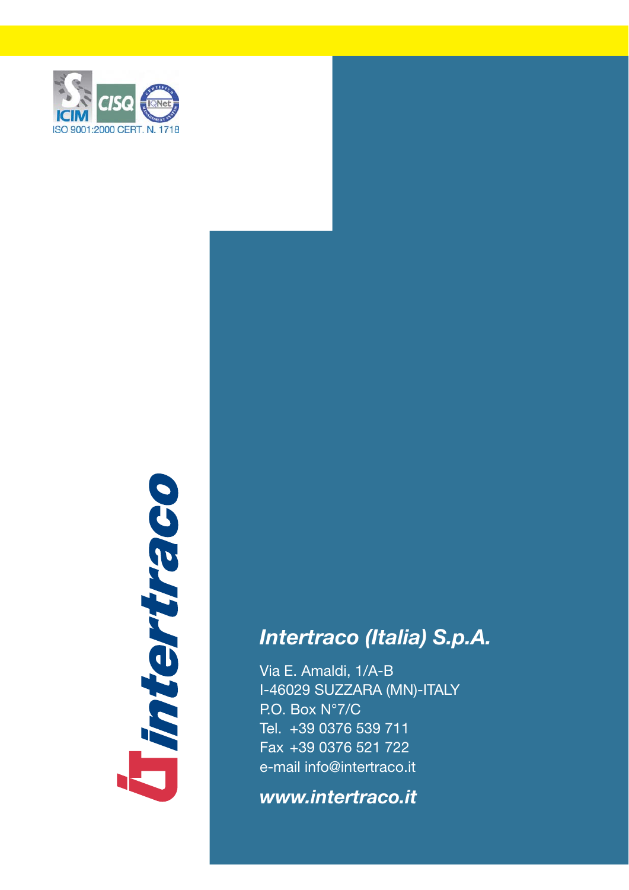ISO 9001:2000 CERT. N. 1718

intertraco

## *Intertraco (Italia) S.p.A.*

Via E. Amaldi, 1/A-B
I-46029 SUZZARA (MN)-ITALY
P.O. Box N°7/C
Tel. +39 0376 539 711
Fax +39 0376 521 722
e-mail info@intertraco.it

***www.intertraco.it***